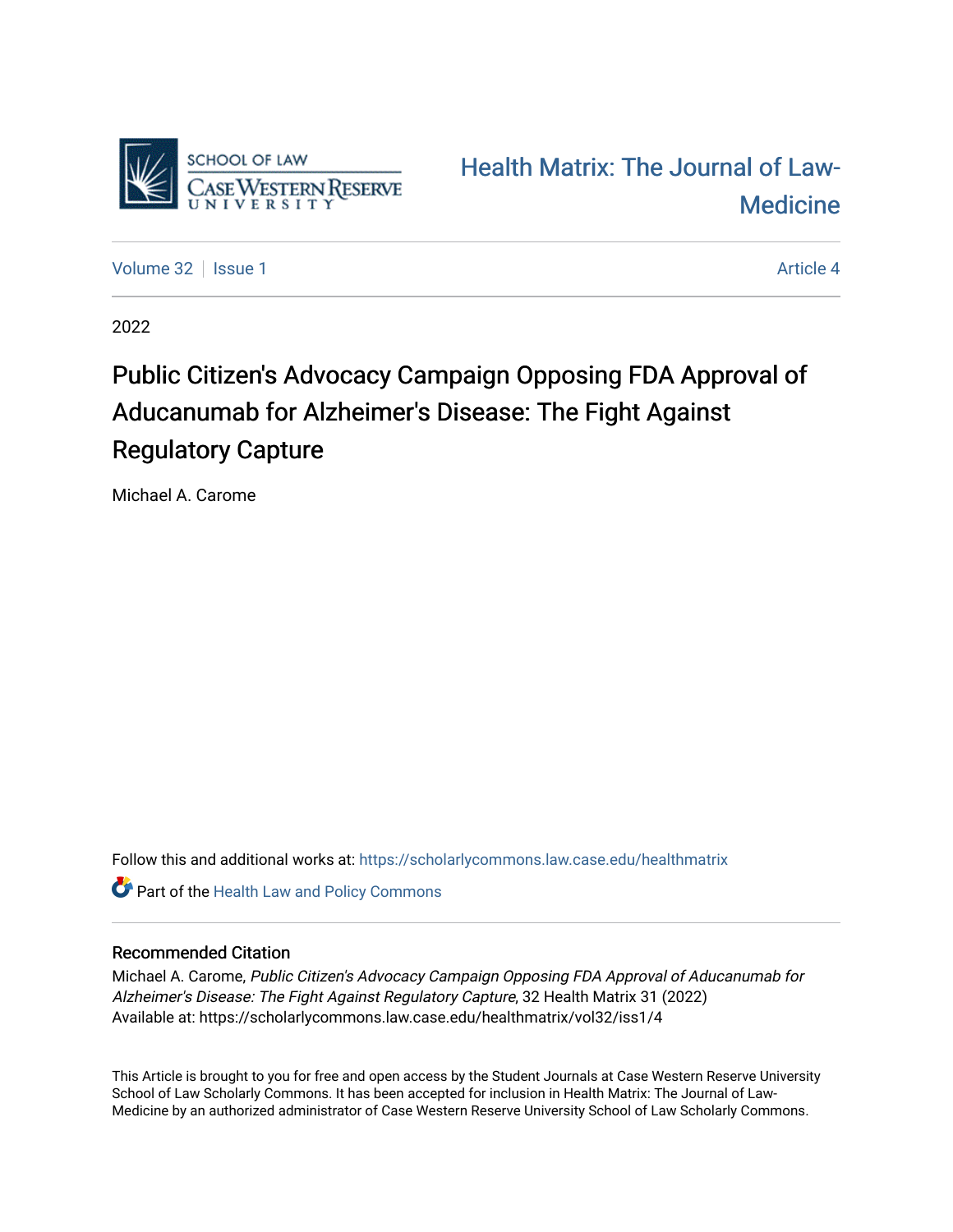SCHOOL OF LAW
CASE WESTERN RESERVE UNIVERSITY

Health Matrix: The Journal of Law-Medicine

Volume 32 | Issue 1 | Article 4

2022

# Public Citizen's Advocacy Campaign Opposing FDA Approval of Aducanumab for Alzheimer's Disease: The Fight Against Regulatory Capture

Michael A. Carome

Follow this and additional works at: https://scholarlycommons.law.case.edu/healthmatrix

Part of the Health Law and Policy Commons

## Recommended Citation

Michael A. Carome, *Public Citizen's Advocacy Campaign Opposing FDA Approval of Aducanumab for Alzheimer's Disease: The Fight Against Regulatory Capture*, 32 Health Matrix 31 (2022)
Available at: https://scholarlycommons.law.case.edu/healthmatrix/vol32/iss1/4

This Article is brought to you for free and open access by the Student Journals at Case Western Reserve University School of Law Scholarly Commons. It has been accepted for inclusion in Health Matrix: The Journal of Law-Medicine by an authorized administrator of Case Western Reserve University School of Law Scholarly Commons.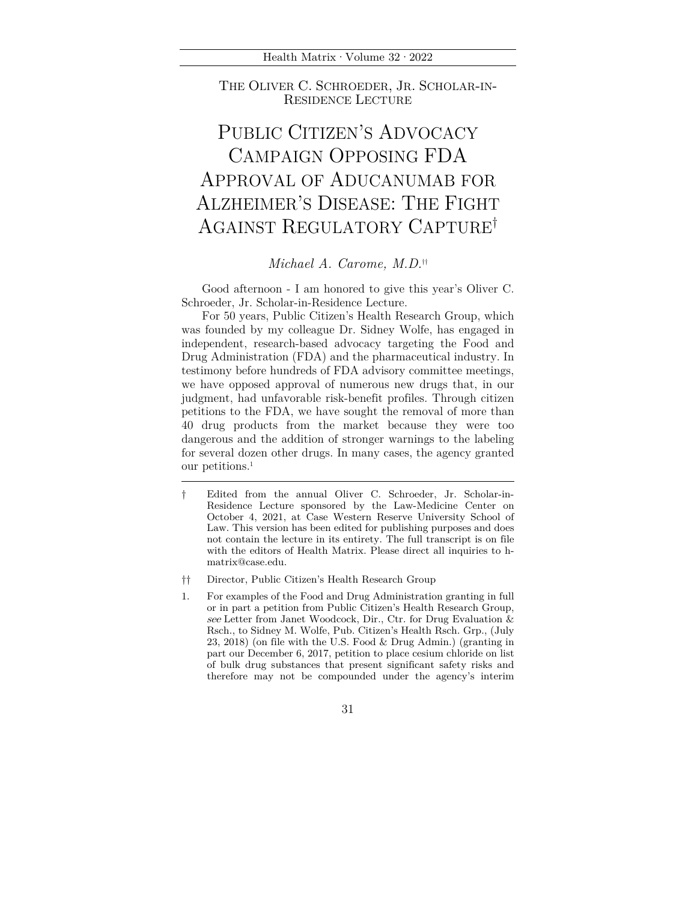THE OLIVER C. SCHROEDER, JR. SCHOLAR-IN-RESIDENCE LECTURE

# PUBLIC CITIZEN'S ADVOCACY CAMPAIGN OPPOSING FDA APPROVAL OF ADUCANUMAB FOR ALZHEIMER'S DISEASE: THE FIGHT AGAINST REGULATORY CAPTURE[†]

*Michael A. Carome, M.D.*[††]

Good afternoon - I am honored to give this year's Oliver C. Schroeder, Jr. Scholar-in-Residence Lecture.

For 50 years, Public Citizen's Health Research Group, which was founded by my colleague Dr. Sidney Wolfe, has engaged in independent, research-based advocacy targeting the Food and Drug Administration (FDA) and the pharmaceutical industry. In testimony before hundreds of FDA advisory committee meetings, we have opposed approval of numerous new drugs that, in our judgment, had unfavorable risk-benefit profiles. Through citizen petitions to the FDA, we have sought the removal of more than 40 drug products from the market because they were too dangerous and the addition of stronger warnings to the labeling for several dozen other drugs. In many cases, the agency granted our petitions.[1]

---

† Edited from the annual Oliver C. Schroeder, Jr. Scholar-in-Residence Lecture sponsored by the Law-Medicine Center on October 4, 2021, at Case Western Reserve University School of Law. This version has been edited for publishing purposes and does not contain the lecture in its entirety. The full transcript is on file with the editors of Health Matrix. Please direct all inquiries to h-matrix@case.edu.

†† Director, Public Citizen's Health Research Group

1. For examples of the Food and Drug Administration granting in full or in part a petition from Public Citizen's Health Research Group, *see* Letter from Janet Woodcock, Dir., Ctr. for Drug Evaluation & Rsch., to Sidney M. Wolfe, Pub. Citizen's Health Rsch. Grp., (July 23, 2018) (on file with the U.S. Food & Drug Admin.) (granting in part our December 6, 2017, petition to place cesium chloride on list of bulk drug substances that present significant safety risks and therefore may not be compounded under the agency's interim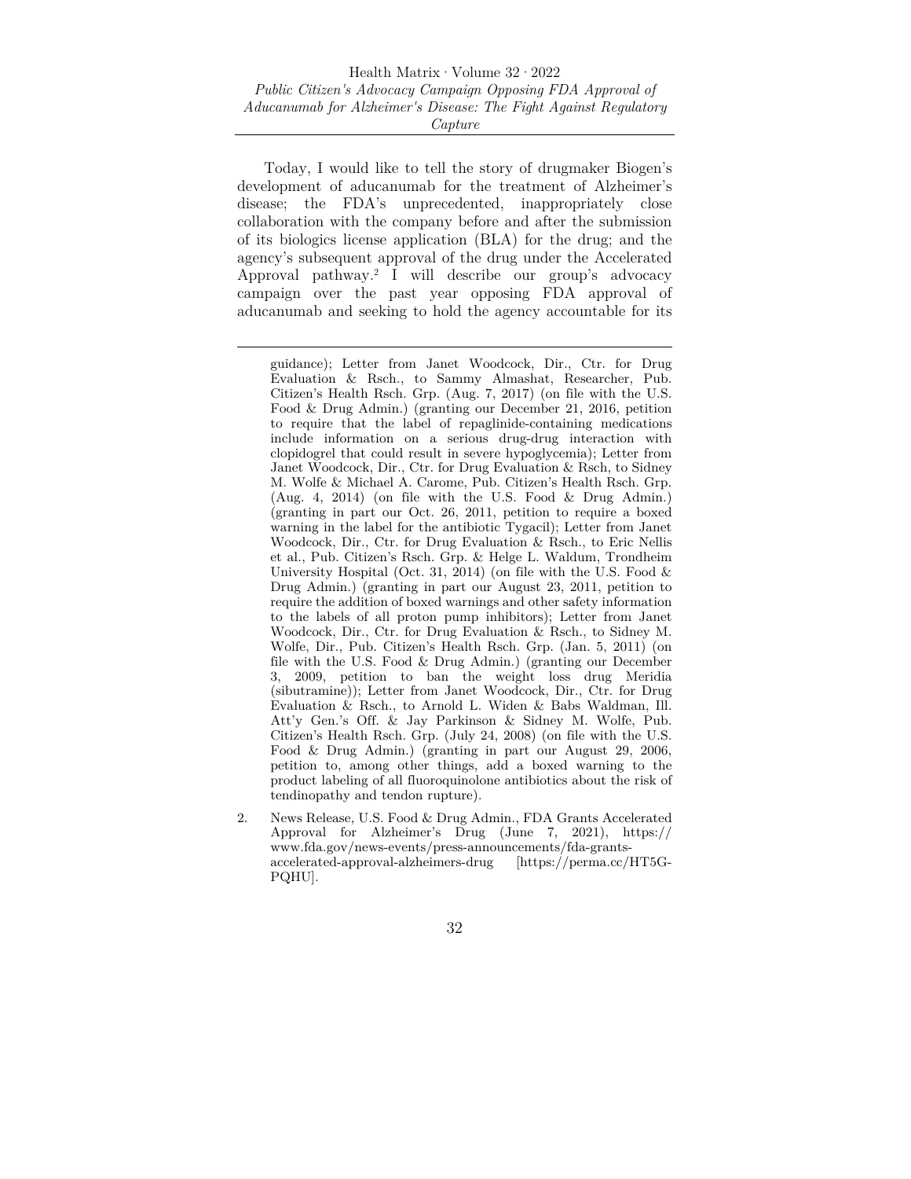Today, I would like to tell the story of drugmaker Biogen's development of aducanumab for the treatment of Alzheimer's disease; the FDA's unprecedented, inappropriately close collaboration with the company before and after the submission of its biologics license application (BLA) for the drug; and the agency's subsequent approval of the drug under the Accelerated Approval pathway.[2] I will describe our group's advocacy campaign over the past year opposing FDA approval of aducanumab and seeking to hold the agency accountable for its

---

guidance); Letter from Janet Woodcock, Dir., Ctr. for Drug Evaluation & Rsch., to Sammy Almashat, Researcher, Pub. Citizen's Health Rsch. Grp. (Aug. 7, 2017) (on file with the U.S. Food & Drug Admin.) (granting our December 21, 2016, petition to require that the label of repaglinide-containing medications include information on a serious drug-drug interaction with clopidogrel that could result in severe hypoglycemia); Letter from Janet Woodcock, Dir., Ctr. for Drug Evaluation & Rsch, to Sidney M. Wolfe & Michael A. Carome, Pub. Citizen's Health Rsch. Grp. (Aug. 4, 2014) (on file with the U.S. Food & Drug Admin.) (granting in part our Oct. 26, 2011, petition to require a boxed warning in the label for the antibiotic Tygacil); Letter from Janet Woodcock, Dir., Ctr. for Drug Evaluation & Rsch., to Eric Nellis et al., Pub. Citizen's Rsch. Grp. & Helge L. Waldum, Trondheim University Hospital (Oct. 31, 2014) (on file with the U.S. Food & Drug Admin.) (granting in part our August 23, 2011, petition to require the addition of boxed warnings and other safety information to the labels of all proton pump inhibitors); Letter from Janet Woodcock, Dir., Ctr. for Drug Evaluation & Rsch., to Sidney M. Wolfe, Dir., Pub. Citizen's Health Rsch. Grp. (Jan. 5, 2011) (on file with the U.S. Food & Drug Admin.) (granting our December 3, 2009, petition to ban the weight loss drug Meridia (sibutramine)); Letter from Janet Woodcock, Dir., Ctr. for Drug Evaluation & Rsch., to Arnold L. Widen & Babs Waldman, Ill. Att'y Gen.'s Off. & Jay Parkinson & Sidney M. Wolfe, Pub. Citizen's Health Rsch. Grp. (July 24, 2008) (on file with the U.S. Food & Drug Admin.) (granting in part our August 29, 2006, petition to, among other things, add a boxed warning to the product labeling of all fluoroquinolone antibiotics about the risk of tendinopathy and tendon rupture).

2. News Release, U.S. Food & Drug Admin., FDA Grants Accelerated Approval for Alzheimer's Drug (June 7, 2021), https://www.fda.gov/news-events/press-announcements/fda-grants-accelerated-approval-alzheimers-drug [https://perma.cc/HT5G-PQHU].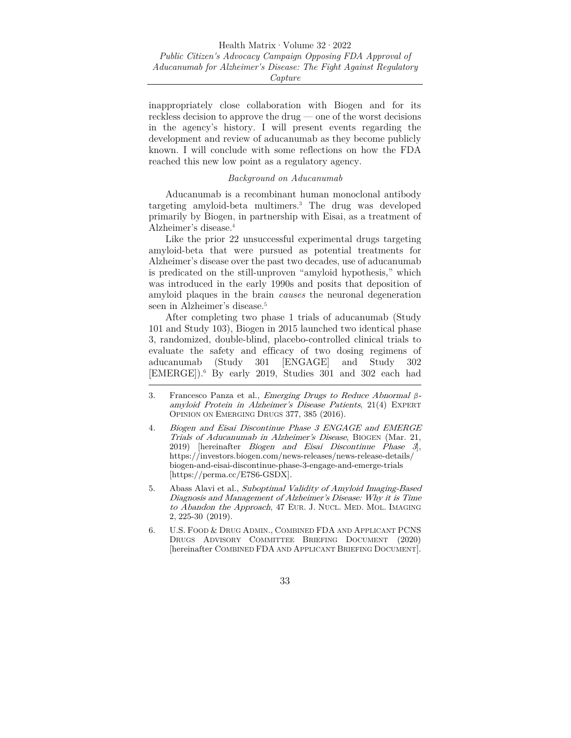inappropriately close collaboration with Biogen and for its reckless decision to approve the drug — one of the worst decisions in the agency's history. I will present events regarding the development and review of aducanumab as they become publicly known. I will conclude with some reflections on how the FDA reached this new low point as a regulatory agency.

*Background on Aducanumab*

Aducanumab is a recombinant human monoclonal antibody targeting amyloid-beta multimers.[3] The drug was developed primarily by Biogen, in partnership with Eisai, as a treatment of Alzheimer's disease.[4]

Like the prior 22 unsuccessful experimental drugs targeting amyloid-beta that were pursued as potential treatments for Alzheimer's disease over the past two decades, use of aducanumab is predicated on the still-unproven "amyloid hypothesis," which was introduced in the early 1990s and posits that deposition of amyloid plaques in the brain *causes* the neuronal degeneration seen in Alzheimer's disease.[5]

After completing two phase 1 trials of aducanumab (Study 101 and Study 103), Biogen in 2015 launched two identical phase 3, randomized, double-blind, placebo-controlled clinical trials to evaluate the safety and efficacy of two dosing regimens of aducanumab (Study 301 [ENGAGE] and Study 302 [EMERGE]).[6] By early 2019, Studies 301 and 302 each had

---

3. Francesco Panza et al., *Emerging Drugs to Reduce Abnormal β-amyloid Protein in Alzheimer's Disease Patients*, 21(4) EXPERT OPINION ON EMERGING DRUGS 377, 385 (2016).

4. *Biogen and Eisai Discontinue Phase 3 ENGAGE and EMERGE Trials of Aducanumab in Alzheimer's Disease*, BIOGEN (Mar. 21, 2019) [hereinafter *Biogen and Eisai Discontinue Phase 3*], https://investors.biogen.com/news-releases/news-release-details/biogen-and-eisai-discontinue-phase-3-engage-and-emerge-trials [https://perma.cc/E7S6-GSDX].

5. Abass Alavi et al., *Suboptimal Validity of Amyloid Imaging-Based Diagnosis and Management of Alzheimer's Disease: Why it is Time to Abandon the Approach*, 47 EUR. J. NUCL. MED. MOL. IMAGING 2, 225-30 (2019).

6. U.S. FOOD & DRUG ADMIN., COMBINED FDA AND APPLICANT PCNS DRUGS ADVISORY COMMITTEE BRIEFING DOCUMENT (2020) [hereinafter COMBINED FDA AND APPLICANT BRIEFING DOCUMENT].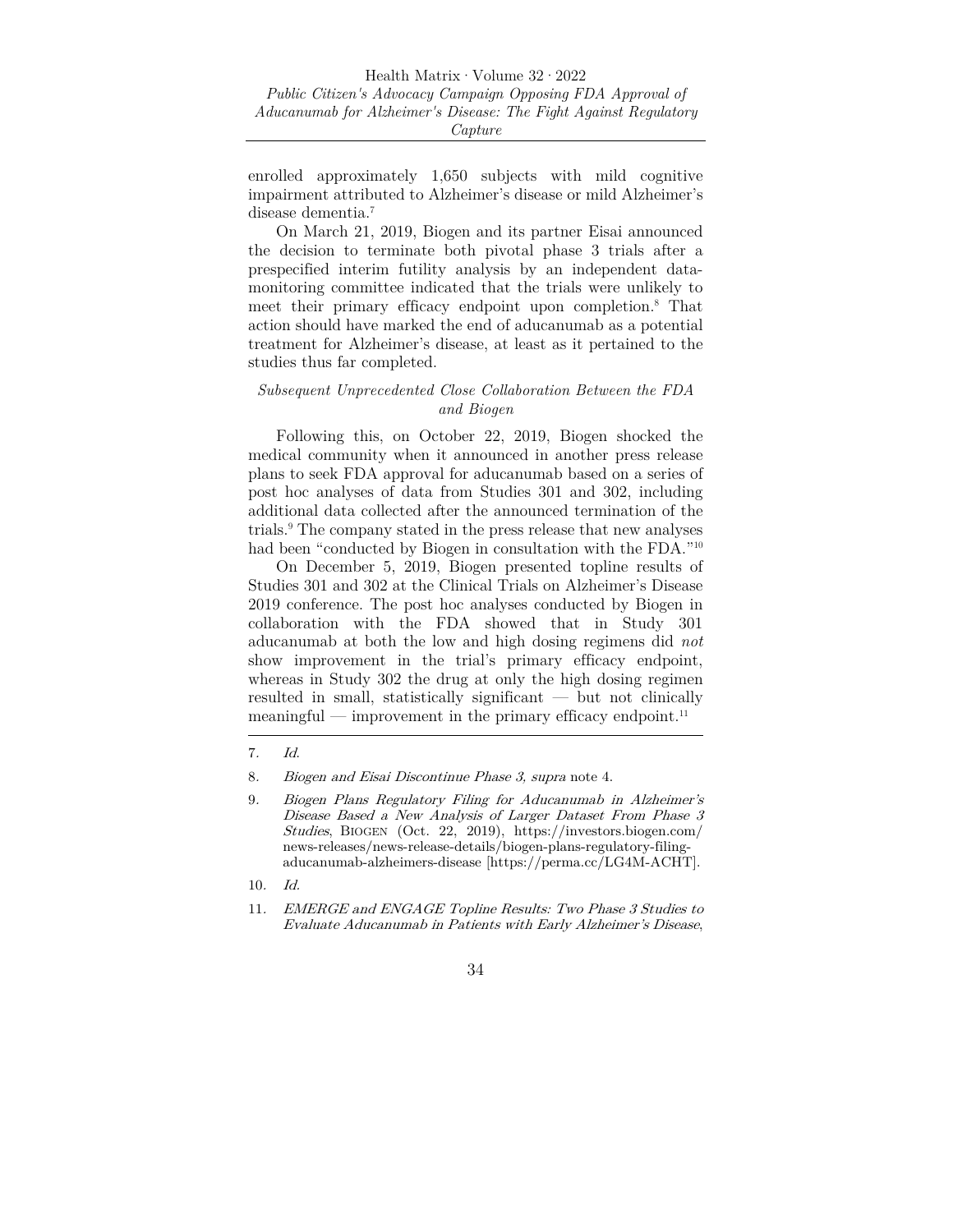enrolled approximately 1,650 subjects with mild cognitive impairment attributed to Alzheimer's disease or mild Alzheimer's disease dementia.[7]

On March 21, 2019, Biogen and its partner Eisai announced the decision to terminate both pivotal phase 3 trials after a prespecified interim futility analysis by an independent data-monitoring committee indicated that the trials were unlikely to meet their primary efficacy endpoint upon completion.[8] That action should have marked the end of aducanumab as a potential treatment for Alzheimer's disease, at least as it pertained to the studies thus far completed.

### *Subsequent Unprecedented Close Collaboration Between the FDA and Biogen*

Following this, on October 22, 2019, Biogen shocked the medical community when it announced in another press release plans to seek FDA approval for aducanumab based on a series of post hoc analyses of data from Studies 301 and 302, including additional data collected after the announced termination of the trials.[9] The company stated in the press release that new analyses had been "conducted by Biogen in consultation with the FDA."[10]

On December 5, 2019, Biogen presented topline results of Studies 301 and 302 at the Clinical Trials on Alzheimer's Disease 2019 conference. The post hoc analyses conducted by Biogen in collaboration with the FDA showed that in Study 301 aducanumab at both the low and high dosing regimens did *not* show improvement in the trial's primary efficacy endpoint, whereas in Study 302 the drug at only the high dosing regimen resulted in small, statistically significant — but not clinically meaningful — improvement in the primary efficacy endpoint.[11]

---

7. *Id.*

8. *Biogen and Eisai Discontinue Phase 3, supra* note 4.

9. *Biogen Plans Regulatory Filing for Aducanumab in Alzheimer's Disease Based a New Analysis of Larger Dataset From Phase 3 Studies*, BIOGEN (Oct. 22, 2019), https://investors.biogen.com/news-releases/news-release-details/biogen-plans-regulatory-filing-aducanumab-alzheimers-disease [https://perma.cc/LG4M-ACHT].

10. *Id.*

11. *EMERGE and ENGAGE Topline Results: Two Phase 3 Studies to Evaluate Aducanumab in Patients with Early Alzheimer's Disease*,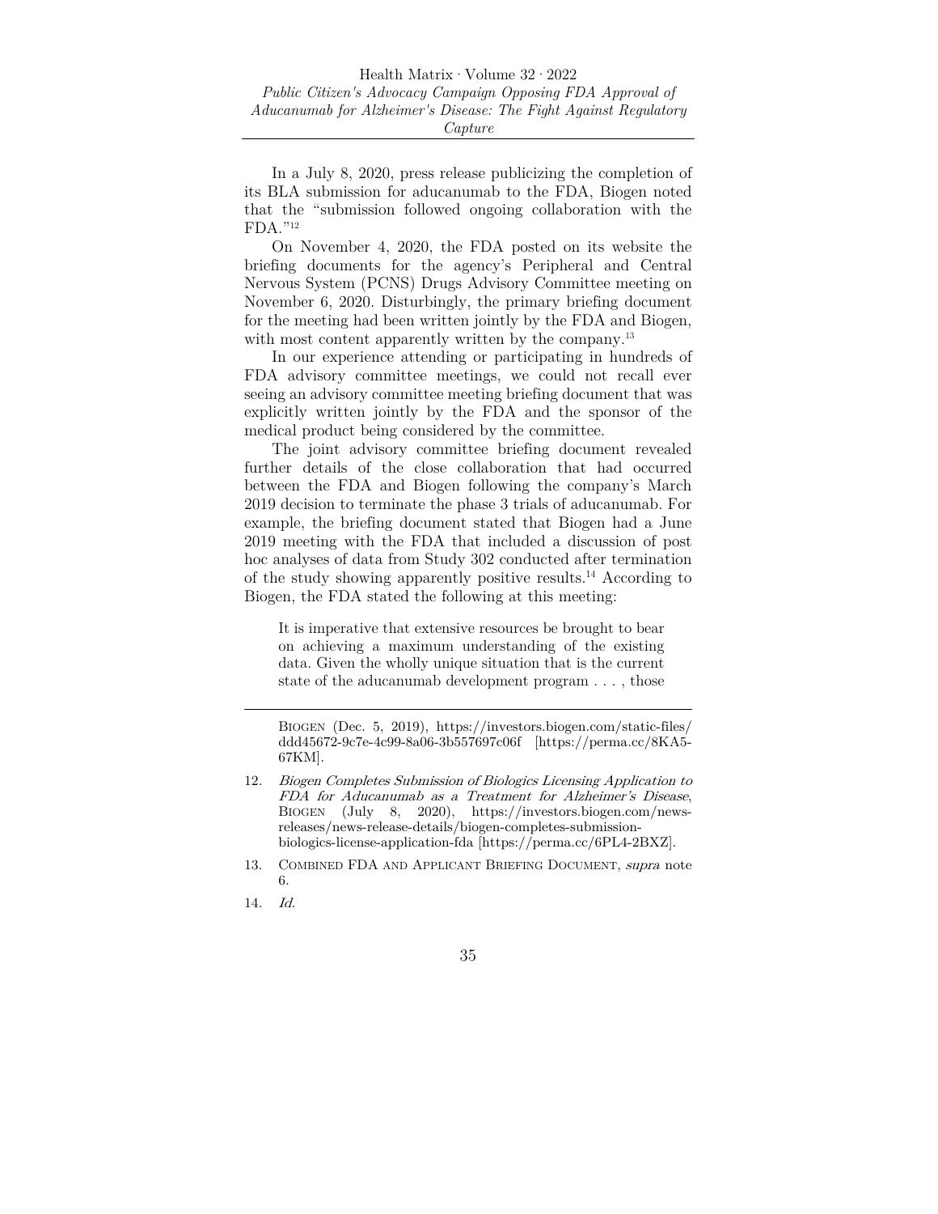In a July 8, 2020, press release publicizing the completion of its BLA submission for aducanumab to the FDA, Biogen noted that the "submission followed ongoing collaboration with the FDA."[12]

On November 4, 2020, the FDA posted on its website the briefing documents for the agency's Peripheral and Central Nervous System (PCNS) Drugs Advisory Committee meeting on November 6, 2020. Disturbingly, the primary briefing document for the meeting had been written jointly by the FDA and Biogen, with most content apparently written by the company.[13]

In our experience attending or participating in hundreds of FDA advisory committee meetings, we could not recall ever seeing an advisory committee meeting briefing document that was explicitly written jointly by the FDA and the sponsor of the medical product being considered by the committee.

The joint advisory committee briefing document revealed further details of the close collaboration that had occurred between the FDA and Biogen following the company's March 2019 decision to terminate the phase 3 trials of aducanumab. For example, the briefing document stated that Biogen had a June 2019 meeting with the FDA that included a discussion of post hoc analyses of data from Study 302 conducted after termination of the study showing apparently positive results.[14] According to Biogen, the FDA stated the following at this meeting:

> It is imperative that extensive resources be brought to bear on achieving a maximum understanding of the existing data. Given the wholly unique situation that is the current state of the aducanumab development program . . . , those

---

BIOGEN (Dec. 5, 2019), https://investors.biogen.com/static-files/ddd45672-9c7e-4c99-8a06-3b557697c06f [https://perma.cc/8KA5-67KM].

12. *Biogen Completes Submission of Biologics Licensing Application to FDA for Aducanumab as a Treatment for Alzheimer's Disease*, BIOGEN (July 8, 2020), https://investors.biogen.com/news-releases/news-release-details/biogen-completes-submission-biologics-license-application-fda [https://perma.cc/6PL4-2BXZ].

13. COMBINED FDA AND APPLICANT BRIEFING DOCUMENT, *supra* note 6.

14. *Id.*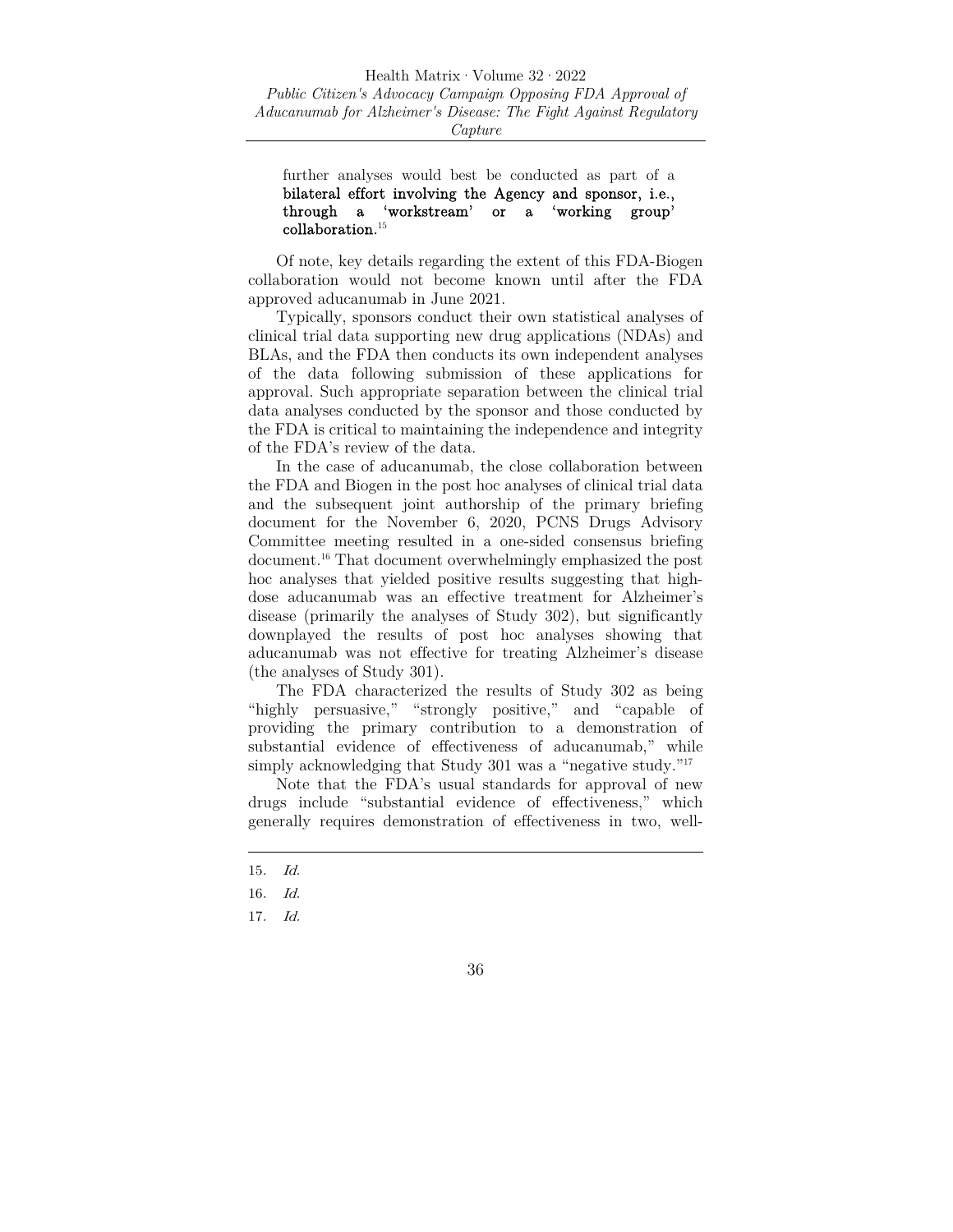> further analyses would best be conducted as part of a **bilateral effort involving the Agency and sponsor, i.e., through a 'workstream' or a 'working group' collaboration.**[15]

Of note, key details regarding the extent of this FDA-Biogen collaboration would not become known until after the FDA approved aducanumab in June 2021.

Typically, sponsors conduct their own statistical analyses of clinical trial data supporting new drug applications (NDAs) and BLAs, and the FDA then conducts its own independent analyses of the data following submission of these applications for approval. Such appropriate separation between the clinical trial data analyses conducted by the sponsor and those conducted by the FDA is critical to maintaining the independence and integrity of the FDA's review of the data.

In the case of aducanumab, the close collaboration between the FDA and Biogen in the post hoc analyses of clinical trial data and the subsequent joint authorship of the primary briefing document for the November 6, 2020, PCNS Drugs Advisory Committee meeting resulted in a one-sided consensus briefing document.[16] That document overwhelmingly emphasized the post hoc analyses that yielded positive results suggesting that high-dose aducanumab was an effective treatment for Alzheimer's disease (primarily the analyses of Study 302), but significantly downplayed the results of post hoc analyses showing that aducanumab was not effective for treating Alzheimer's disease (the analyses of Study 301).

The FDA characterized the results of Study 302 as being "highly persuasive," "strongly positive," and "capable of providing the primary contribution to a demonstration of substantial evidence of effectiveness of aducanumab," while simply acknowledging that Study 301 was a "negative study."[17]

Note that the FDA's usual standards for approval of new drugs include "substantial evidence of effectiveness," which generally requires demonstration of effectiveness in two, well-

---

15. *Id.*

16. *Id.*

17. *Id.*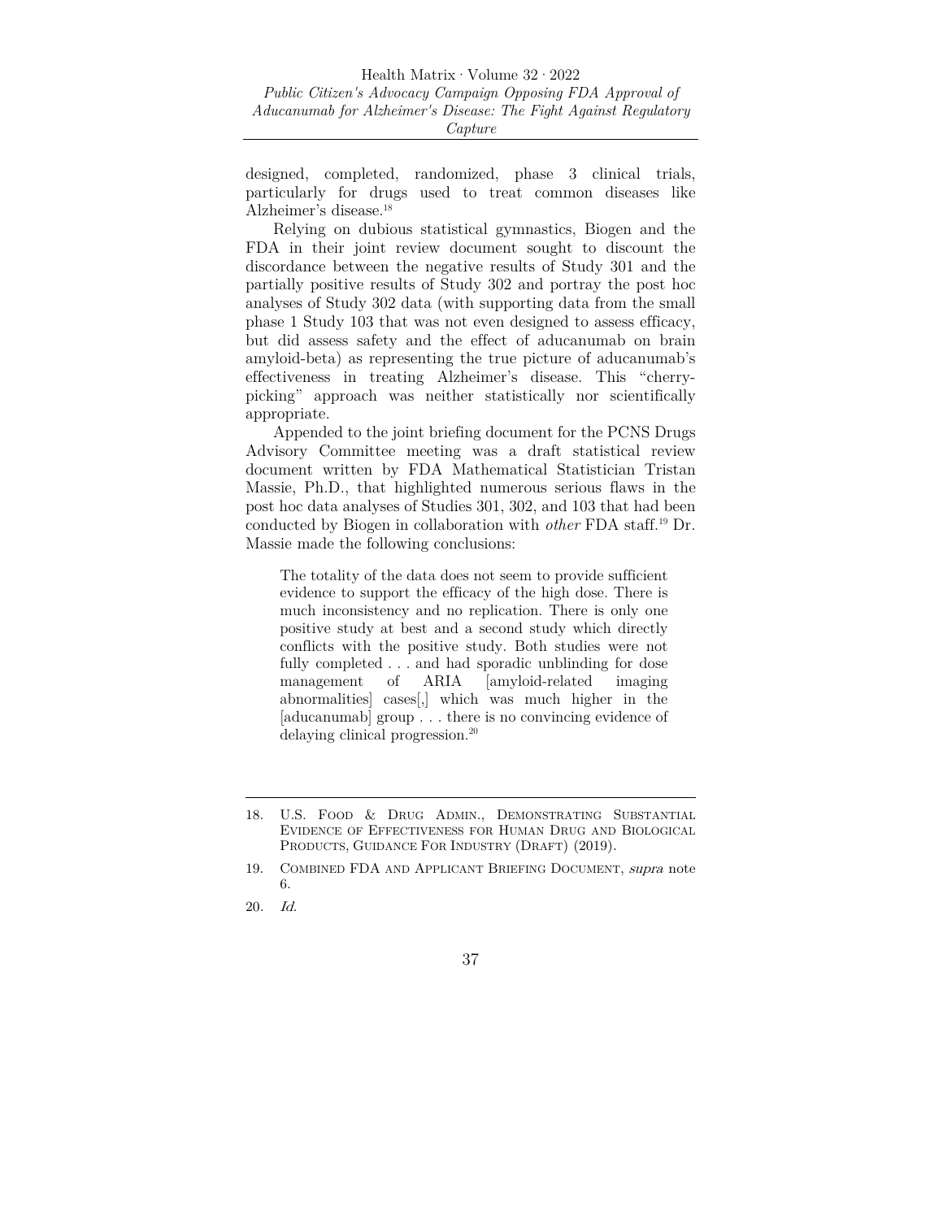designed, completed, randomized, phase 3 clinical trials, particularly for drugs used to treat common diseases like Alzheimer's disease.[18]

Relying on dubious statistical gymnastics, Biogen and the FDA in their joint review document sought to discount the discordance between the negative results of Study 301 and the partially positive results of Study 302 and portray the post hoc analyses of Study 302 data (with supporting data from the small phase 1 Study 103 that was not even designed to assess efficacy, but did assess safety and the effect of aducanumab on brain amyloid-beta) as representing the true picture of aducanumab's effectiveness in treating Alzheimer's disease. This "cherry-picking" approach was neither statistically nor scientifically appropriate.

Appended to the joint briefing document for the PCNS Drugs Advisory Committee meeting was a draft statistical review document written by FDA Mathematical Statistician Tristan Massie, Ph.D., that highlighted numerous serious flaws in the post hoc data analyses of Studies 301, 302, and 103 that had been conducted by Biogen in collaboration with *other* FDA staff.[19] Dr. Massie made the following conclusions:

> The totality of the data does not seem to provide sufficient evidence to support the efficacy of the high dose. There is much inconsistency and no replication. There is only one positive study at best and a second study which directly conflicts with the positive study. Both studies were not fully completed . . . and had sporadic unblinding for dose management of ARIA [amyloid-related imaging abnormalities] cases[,] which was much higher in the [aducanumab] group . . . there is no convincing evidence of delaying clinical progression.[20]

---

18. U.S. Food & Drug Admin., Demonstrating Substantial Evidence of Effectiveness for Human Drug and Biological Products, Guidance For Industry (Draft) (2019).

19. Combined FDA and Applicant Briefing Document, *supra* note 6.

20. *Id.*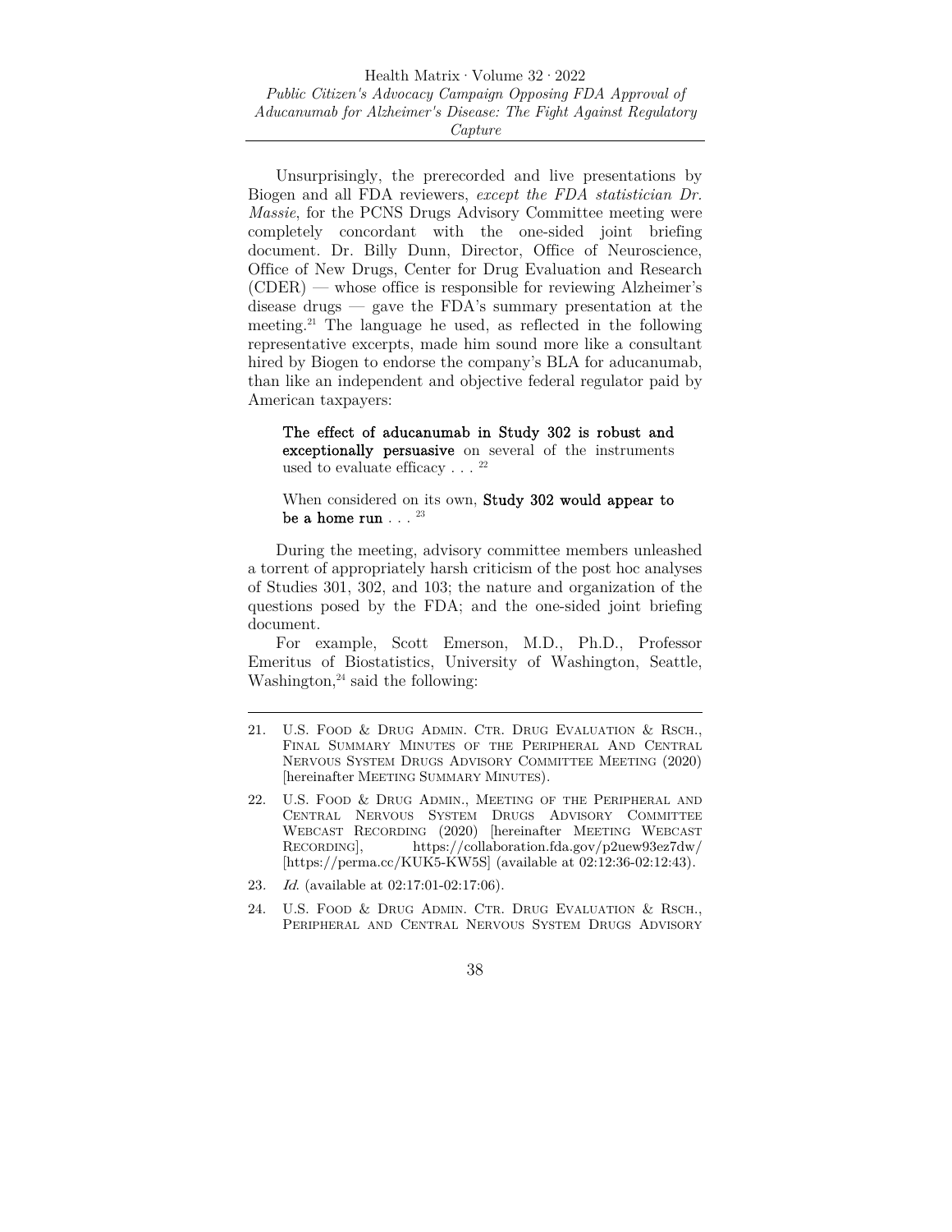Unsurprisingly, the prerecorded and live presentations by Biogen and all FDA reviewers, *except the FDA statistician Dr. Massie*, for the PCNS Drugs Advisory Committee meeting were completely concordant with the one-sided joint briefing document. Dr. Billy Dunn, Director, Office of Neuroscience, Office of New Drugs, Center for Drug Evaluation and Research (CDER) — whose office is responsible for reviewing Alzheimer's disease drugs — gave the FDA's summary presentation at the meeting.[21] The language he used, as reflected in the following representative excerpts, made him sound more like a consultant hired by Biogen to endorse the company's BLA for aducanumab, than like an independent and objective federal regulator paid by American taxpayers:

> **The effect of aducanumab in Study 302 is robust and exceptionally persuasive** on several of the instruments used to evaluate efficacy . . . [22]
>
> When considered on its own, **Study 302 would appear to be a home run** . . . [23]

During the meeting, advisory committee members unleashed a torrent of appropriately harsh criticism of the post hoc analyses of Studies 301, 302, and 103; the nature and organization of the questions posed by the FDA; and the one-sided joint briefing document.

For example, Scott Emerson, M.D., Ph.D., Professor Emeritus of Biostatistics, University of Washington, Seattle, Washington,[24] said the following:

---

21. U.S. Food & Drug Admin. Ctr. Drug Evaluation & Rsch., Final Summary Minutes of the Peripheral And Central Nervous System Drugs Advisory Committee Meeting (2020) [hereinafter Meeting Summary Minutes).

22. U.S. Food & Drug Admin., Meeting of the Peripheral and Central Nervous System Drugs Advisory Committee Webcast Recording (2020) [hereinafter Meeting Webcast Recording], https://collaboration.fda.gov/p2uew93ez7dw/ [https://perma.cc/KUK5-KW5S] (available at 02:12:36-02:12:43).

23. *Id.* (available at 02:17:01-02:17:06).

24. U.S. Food & Drug Admin. Ctr. Drug Evaluation & Rsch., Peripheral and Central Nervous System Drugs Advisory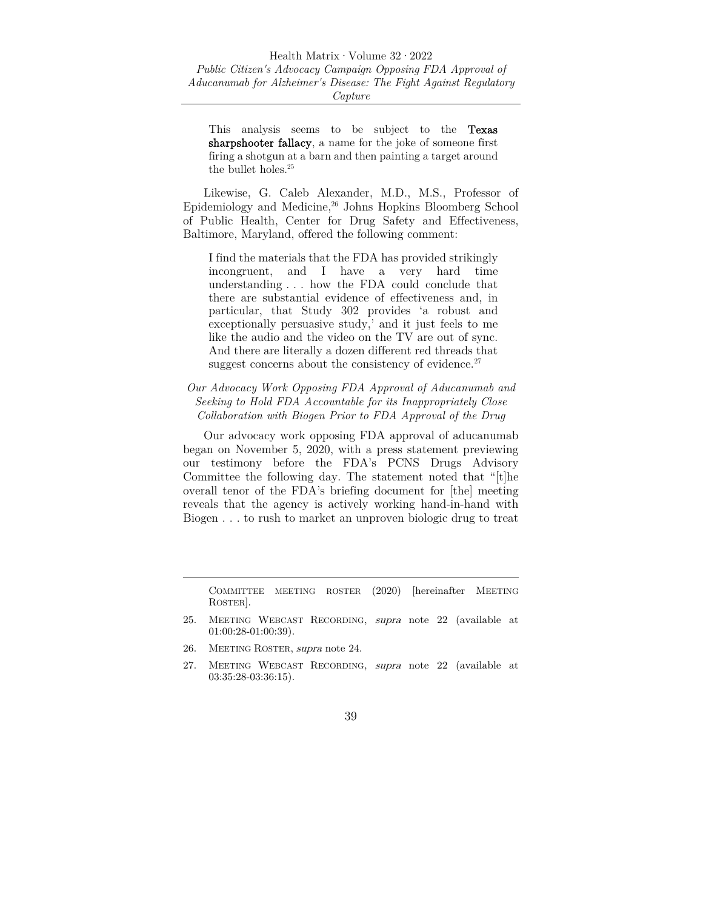> This analysis seems to be subject to the **Texas sharpshooter fallacy**, a name for the joke of someone first firing a shotgun at a barn and then painting a target around the bullet holes.[25]

Likewise, G. Caleb Alexander, M.D., M.S., Professor of Epidemiology and Medicine,[26] Johns Hopkins Bloomberg School of Public Health, Center for Drug Safety and Effectiveness, Baltimore, Maryland, offered the following comment:

> I find the materials that the FDA has provided strikingly incongruent, and I have a very hard time understanding . . . how the FDA could conclude that there are substantial evidence of effectiveness and, in particular, that Study 302 provides 'a robust and exceptionally persuasive study,' and it just feels to me like the audio and the video on the TV are out of sync. And there are literally a dozen different red threads that suggest concerns about the consistency of evidence.[27]

*Our Advocacy Work Opposing FDA Approval of Aducanumab and Seeking to Hold FDA Accountable for its Inappropriately Close Collaboration with Biogen Prior to FDA Approval of the Drug*

Our advocacy work opposing FDA approval of aducanumab began on November 5, 2020, with a press statement previewing our testimony before the FDA's PCNS Drugs Advisory Committee the following day. The statement noted that "[t]he overall tenor of the FDA's briefing document for [the] meeting reveals that the agency is actively working hand-in-hand with Biogen . . . to rush to market an unproven biologic drug to treat

---

COMMITTEE MEETING ROSTER (2020) [hereinafter MEETING ROSTER].

25. MEETING WEBCAST RECORDING, *supra* note 22 (available at 01:00:28-01:00:39).

26. MEETING ROSTER, *supra* note 24.

27. MEETING WEBCAST RECORDING, *supra* note 22 (available at 03:35:28-03:36:15).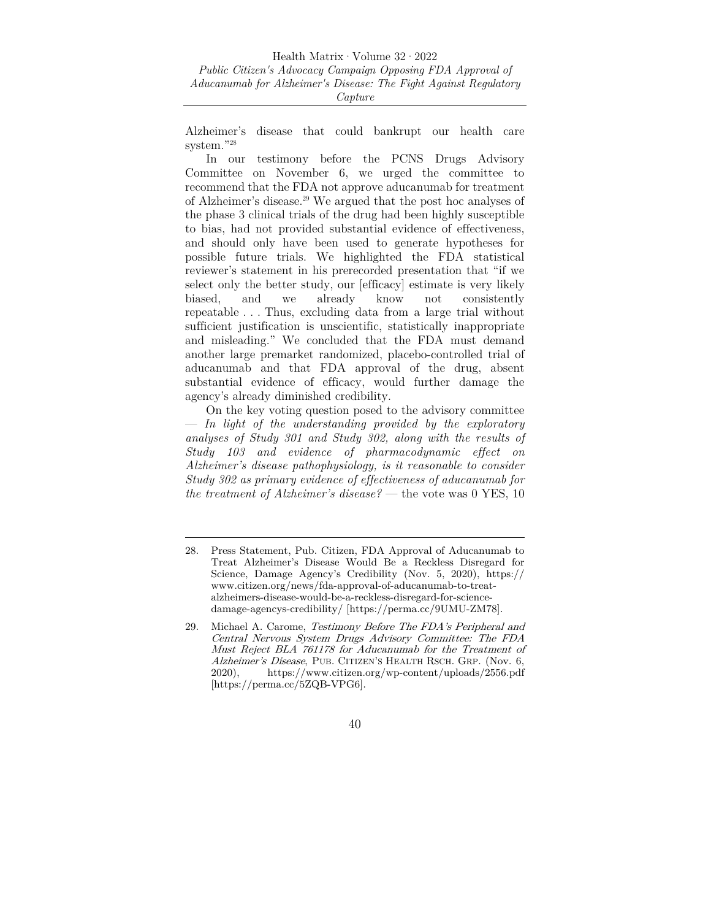Alzheimer's disease that could bankrupt our health care system."[28]

In our testimony before the PCNS Drugs Advisory Committee on November 6, we urged the committee to recommend that the FDA not approve aducanumab for treatment of Alzheimer's disease.[29] We argued that the post hoc analyses of the phase 3 clinical trials of the drug had been highly susceptible to bias, had not provided substantial evidence of effectiveness, and should only have been used to generate hypotheses for possible future trials. We highlighted the FDA statistical reviewer's statement in his prerecorded presentation that "if we select only the better study, our [efficacy] estimate is very likely biased, and we already know not consistently repeatable . . . Thus, excluding data from a large trial without sufficient justification is unscientific, statistically inappropriate and misleading." We concluded that the FDA must demand another large premarket randomized, placebo-controlled trial of aducanumab and that FDA approval of the drug, absent substantial evidence of efficacy, would further damage the agency's already diminished credibility.

On the key voting question posed to the advisory committee — *In light of the understanding provided by the exploratory analyses of Study 301 and Study 302, along with the results of Study 103 and evidence of pharmacodynamic effect on Alzheimer's disease pathophysiology, is it reasonable to consider Study 302 as primary evidence of effectiveness of aducanumab for the treatment of Alzheimer's disease?* — the vote was 0 YES, 10

---

28. Press Statement, Pub. Citizen, FDA Approval of Aducanumab to Treat Alzheimer's Disease Would Be a Reckless Disregard for Science, Damage Agency's Credibility (Nov. 5, 2020), https://www.citizen.org/news/fda-approval-of-aducanumab-to-treat-alzheimers-disease-would-be-a-reckless-disregard-for-science-damage-agencys-credibility/ [https://perma.cc/9UMU-ZM78].

29. Michael A. Carome, *Testimony Before The FDA's Peripheral and Central Nervous System Drugs Advisory Committee: The FDA Must Reject BLA 761178 for Aducanumab for the Treatment of Alzheimer's Disease*, PUB. CITIZEN'S HEALTH RSCH. GRP. (Nov. 6, 2020), https://www.citizen.org/wp-content/uploads/2556.pdf [https://perma.cc/5ZQB-VPG6].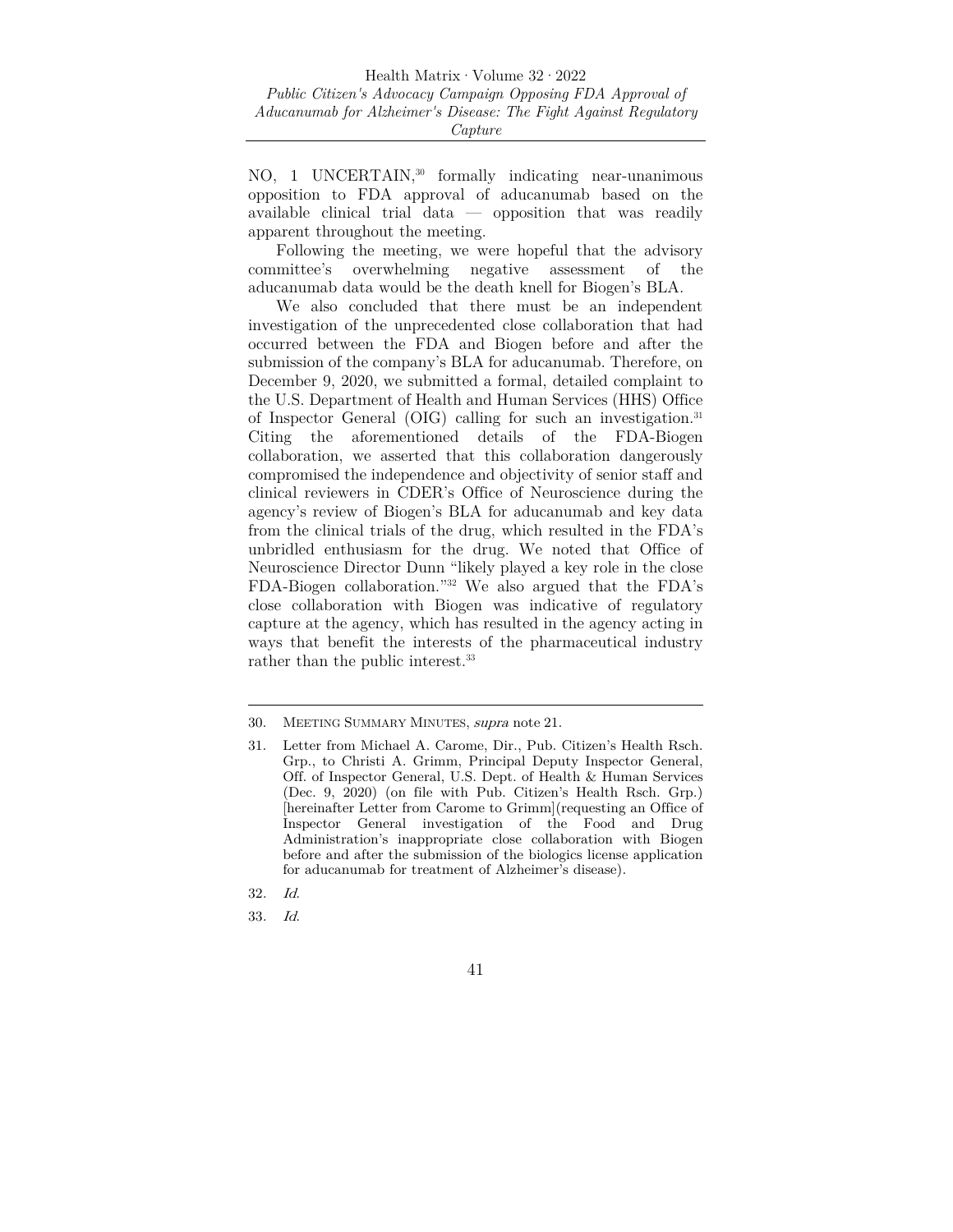NO, 1 UNCERTAIN,[30] formally indicating near-unanimous opposition to FDA approval of aducanumab based on the available clinical trial data — opposition that was readily apparent throughout the meeting.

Following the meeting, we were hopeful that the advisory committee's overwhelming negative assessment of the aducanumab data would be the death knell for Biogen's BLA.

We also concluded that there must be an independent investigation of the unprecedented close collaboration that had occurred between the FDA and Biogen before and after the submission of the company's BLA for aducanumab. Therefore, on December 9, 2020, we submitted a formal, detailed complaint to the U.S. Department of Health and Human Services (HHS) Office of Inspector General (OIG) calling for such an investigation.[31] Citing the aforementioned details of the FDA-Biogen collaboration, we asserted that this collaboration dangerously compromised the independence and objectivity of senior staff and clinical reviewers in CDER's Office of Neuroscience during the agency's review of Biogen's BLA for aducanumab and key data from the clinical trials of the drug, which resulted in the FDA's unbridled enthusiasm for the drug. We noted that Office of Neuroscience Director Dunn "likely played a key role in the close FDA-Biogen collaboration."[32] We also argued that the FDA's close collaboration with Biogen was indicative of regulatory capture at the agency, which has resulted in the agency acting in ways that benefit the interests of the pharmaceutical industry rather than the public interest.[33]

---

30. MEETING SUMMARY MINUTES, *supra* note 21.

31. Letter from Michael A. Carome, Dir., Pub. Citizen's Health Rsch. Grp., to Christi A. Grimm, Principal Deputy Inspector General, Off. of Inspector General, U.S. Dept. of Health & Human Services (Dec. 9, 2020) (on file with Pub. Citizen's Health Rsch. Grp.) [hereinafter Letter from Carome to Grimm](requesting an Office of Inspector General investigation of the Food and Drug Administration's inappropriate close collaboration with Biogen before and after the submission of the biologics license application for aducanumab for treatment of Alzheimer's disease).

32. *Id.*

33. *Id.*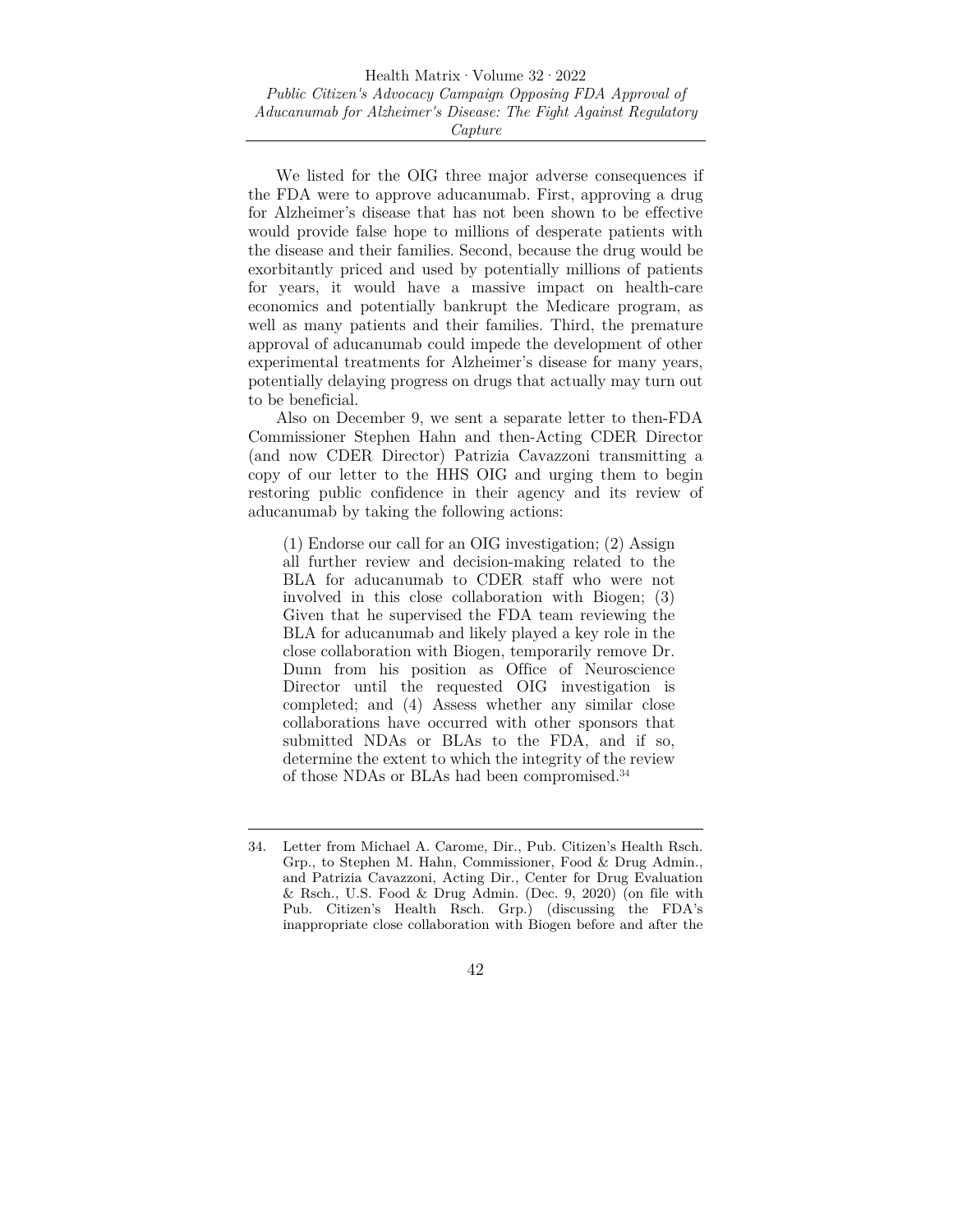We listed for the OIG three major adverse consequences if the FDA were to approve aducanumab. First, approving a drug for Alzheimer's disease that has not been shown to be effective would provide false hope to millions of desperate patients with the disease and their families. Second, because the drug would be exorbitantly priced and used by potentially millions of patients for years, it would have a massive impact on health-care economics and potentially bankrupt the Medicare program, as well as many patients and their families. Third, the premature approval of aducanumab could impede the development of other experimental treatments for Alzheimer's disease for many years, potentially delaying progress on drugs that actually may turn out to be beneficial.

Also on December 9, we sent a separate letter to then-FDA Commissioner Stephen Hahn and then-Acting CDER Director (and now CDER Director) Patrizia Cavazzoni transmitting a copy of our letter to the HHS OIG and urging them to begin restoring public confidence in their agency and its review of aducanumab by taking the following actions:

> (1) Endorse our call for an OIG investigation; (2) Assign all further review and decision-making related to the BLA for aducanumab to CDER staff who were not involved in this close collaboration with Biogen; (3) Given that he supervised the FDA team reviewing the BLA for aducanumab and likely played a key role in the close collaboration with Biogen, temporarily remove Dr. Dunn from his position as Office of Neuroscience Director until the requested OIG investigation is completed; and (4) Assess whether any similar close collaborations have occurred with other sponsors that submitted NDAs or BLAs to the FDA, and if so, determine the extent to which the integrity of the review of those NDAs or BLAs had been compromised.[34]

---

34. Letter from Michael A. Carome, Dir., Pub. Citizen's Health Rsch. Grp., to Stephen M. Hahn, Commissioner, Food & Drug Admin., and Patrizia Cavazzoni, Acting Dir., Center for Drug Evaluation & Rsch., U.S. Food & Drug Admin. (Dec. 9, 2020) (on file with Pub. Citizen's Health Rsch. Grp.) (discussing the FDA's inappropriate close collaboration with Biogen before and after the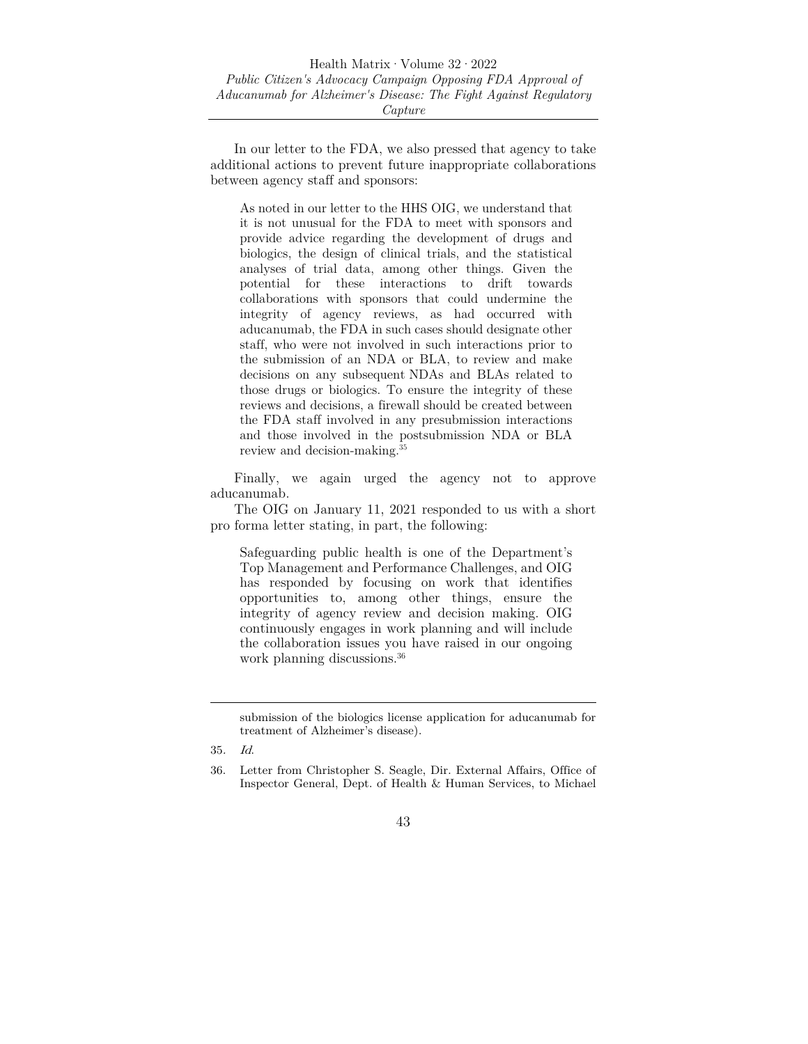In our letter to the FDA, we also pressed that agency to take additional actions to prevent future inappropriate collaborations between agency staff and sponsors:

> As noted in our letter to the HHS OIG, we understand that it is not unusual for the FDA to meet with sponsors and provide advice regarding the development of drugs and biologics, the design of clinical trials, and the statistical analyses of trial data, among other things. Given the potential for these interactions to drift towards collaborations with sponsors that could undermine the integrity of agency reviews, as had occurred with aducanumab, the FDA in such cases should designate other staff, who were not involved in such interactions prior to the submission of an NDA or BLA, to review and make decisions on any subsequent NDAs and BLAs related to those drugs or biologics. To ensure the integrity of these reviews and decisions, a firewall should be created between the FDA staff involved in any presubmission interactions and those involved in the postsubmission NDA or BLA review and decision-making.[35]

Finally, we again urged the agency not to approve aducanumab.

The OIG on January 11, 2021 responded to us with a short pro forma letter stating, in part, the following:

> Safeguarding public health is one of the Department's Top Management and Performance Challenges, and OIG has responded by focusing on work that identifies opportunities to, among other things, ensure the integrity of agency review and decision making. OIG continuously engages in work planning and will include the collaboration issues you have raised in our ongoing work planning discussions.[36]

---

submission of the biologics license application for aducanumab for treatment of Alzheimer's disease).

35. *Id.*

36. Letter from Christopher S. Seagle, Dir. External Affairs, Office of Inspector General, Dept. of Health & Human Services, to Michael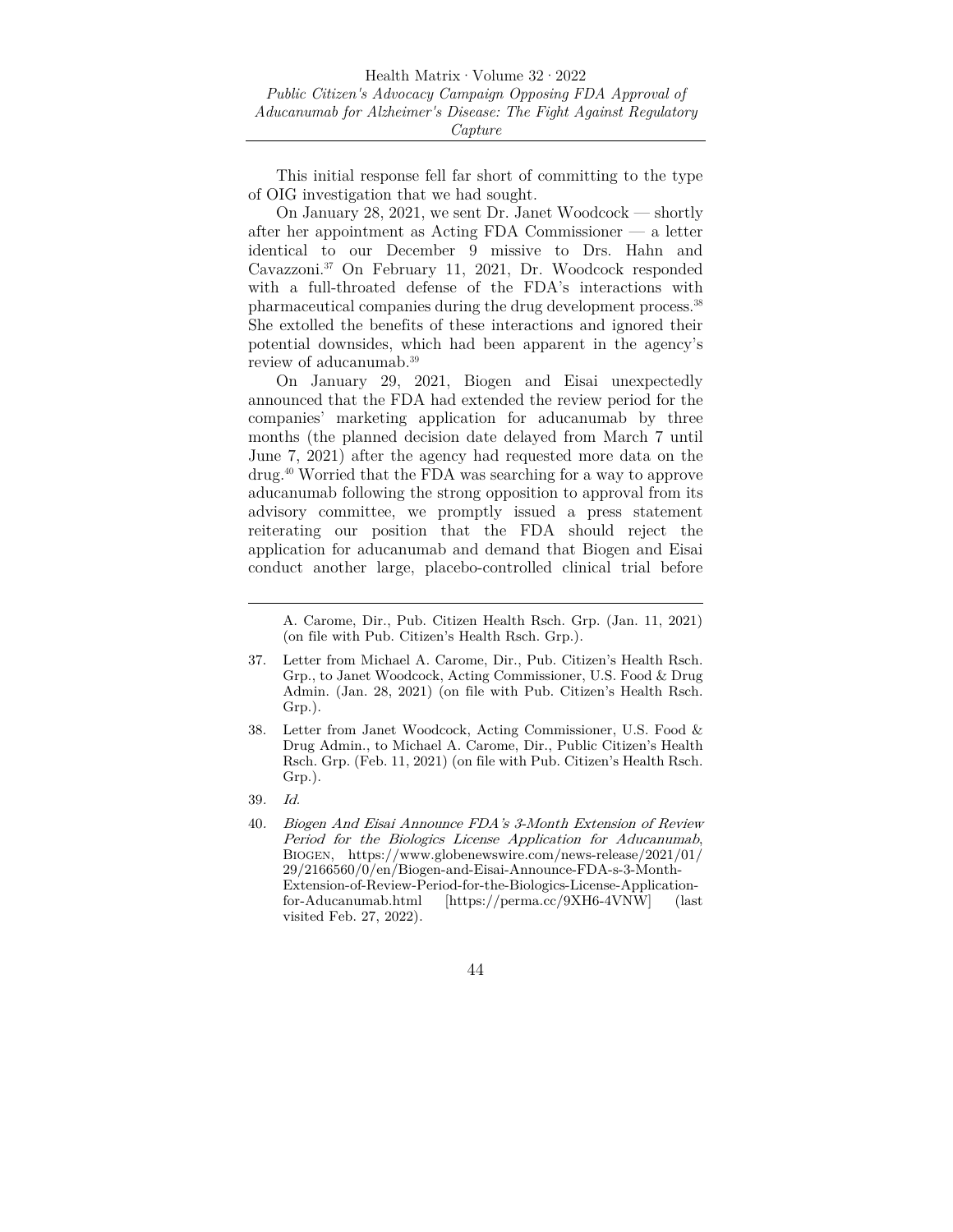This initial response fell far short of committing to the type of OIG investigation that we had sought.

On January 28, 2021, we sent Dr. Janet Woodcock — shortly after her appointment as Acting FDA Commissioner — a letter identical to our December 9 missive to Drs. Hahn and Cavazzoni.[37] On February 11, 2021, Dr. Woodcock responded with a full-throated defense of the FDA's interactions with pharmaceutical companies during the drug development process.[38] She extolled the benefits of these interactions and ignored their potential downsides, which had been apparent in the agency's review of aducanumab.[39]

On January 29, 2021, Biogen and Eisai unexpectedly announced that the FDA had extended the review period for the companies' marketing application for aducanumab by three months (the planned decision date delayed from March 7 until June 7, 2021) after the agency had requested more data on the drug.[40] Worried that the FDA was searching for a way to approve aducanumab following the strong opposition to approval from its advisory committee, we promptly issued a press statement reiterating our position that the FDA should reject the application for aducanumab and demand that Biogen and Eisai conduct another large, placebo-controlled clinical trial before

---

A. Carome, Dir., Pub. Citizen Health Rsch. Grp. (Jan. 11, 2021) (on file with Pub. Citizen's Health Rsch. Grp.).

37. Letter from Michael A. Carome, Dir., Pub. Citizen's Health Rsch. Grp., to Janet Woodcock, Acting Commissioner, U.S. Food & Drug Admin. (Jan. 28, 2021) (on file with Pub. Citizen's Health Rsch. Grp.).

38. Letter from Janet Woodcock, Acting Commissioner, U.S. Food & Drug Admin., to Michael A. Carome, Dir., Public Citizen's Health Rsch. Grp. (Feb. 11, 2021) (on file with Pub. Citizen's Health Rsch. Grp.).

39. *Id.*

40. *Biogen And Eisai Announce FDA's 3-Month Extension of Review Period for the Biologics License Application for Aducanumab*, BIOGEN, https://www.globenewswire.com/news-release/2021/01/29/2166560/0/en/Biogen-and-Eisai-Announce-FDA-s-3-Month-Extension-of-Review-Period-for-the-Biologics-License-Application-for-Aducanumab.html [https://perma.cc/9XH6-4VNW] (last visited Feb. 27, 2022).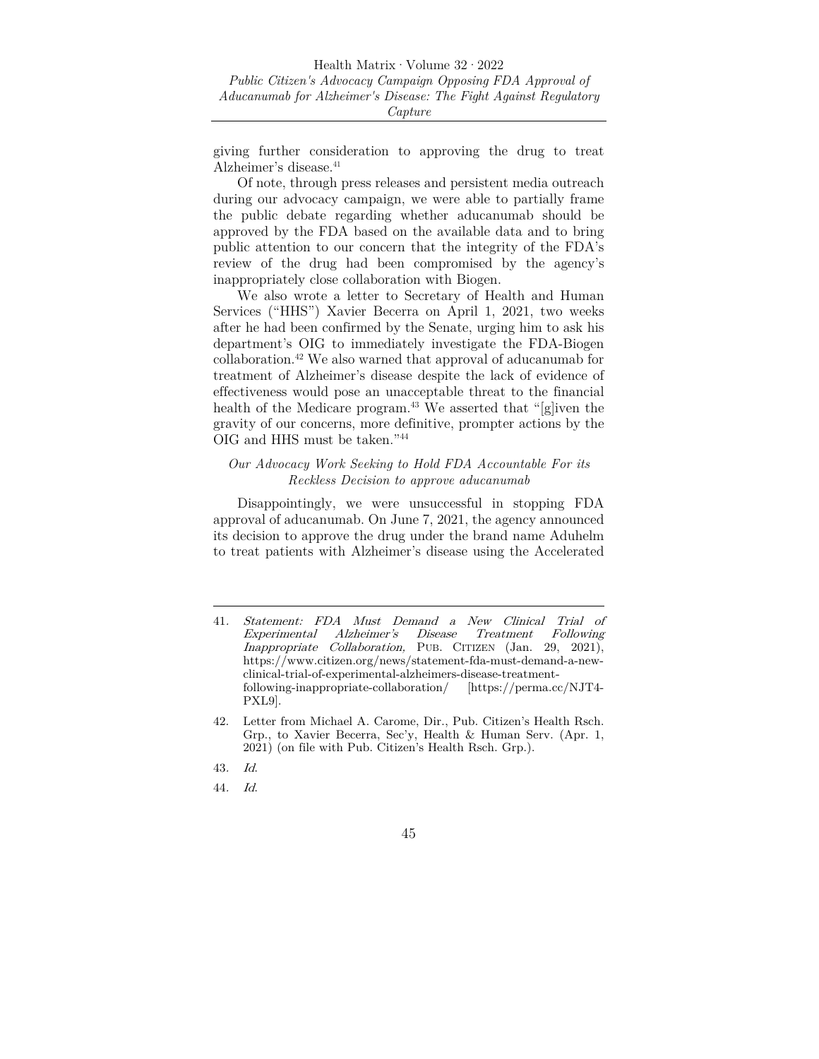giving further consideration to approving the drug to treat Alzheimer's disease.[41]

Of note, through press releases and persistent media outreach during our advocacy campaign, we were able to partially frame the public debate regarding whether aducanumab should be approved by the FDA based on the available data and to bring public attention to our concern that the integrity of the FDA's review of the drug had been compromised by the agency's inappropriately close collaboration with Biogen.

We also wrote a letter to Secretary of Health and Human Services ("HHS") Xavier Becerra on April 1, 2021, two weeks after he had been confirmed by the Senate, urging him to ask his department's OIG to immediately investigate the FDA-Biogen collaboration.[42] We also warned that approval of aducanumab for treatment of Alzheimer's disease despite the lack of evidence of effectiveness would pose an unacceptable threat to the financial health of the Medicare program.[43] We asserted that "[g]iven the gravity of our concerns, more definitive, prompter actions by the OIG and HHS must be taken."[44]

### *Our Advocacy Work Seeking to Hold FDA Accountable For its Reckless Decision to approve aducanumab*

Disappointingly, we were unsuccessful in stopping FDA approval of aducanumab. On June 7, 2021, the agency announced its decision to approve the drug under the brand name Aduhelm to treat patients with Alzheimer's disease using the Accelerated

---

41. *Statement: FDA Must Demand a New Clinical Trial of Experimental Alzheimer's Disease Treatment Following Inappropriate Collaboration,* PUB. CITIZEN (Jan. 29, 2021), https://www.citizen.org/news/statement-fda-must-demand-a-new-clinical-trial-of-experimental-alzheimers-disease-treatment-following-inappropriate-collaboration/ [https://perma.cc/NJT4-PXL9].

42. Letter from Michael A. Carome, Dir., Pub. Citizen's Health Rsch. Grp., to Xavier Becerra, Sec'y, Health & Human Serv. (Apr. 1, 2021) (on file with Pub. Citizen's Health Rsch. Grp.).

43. *Id.*

44. *Id.*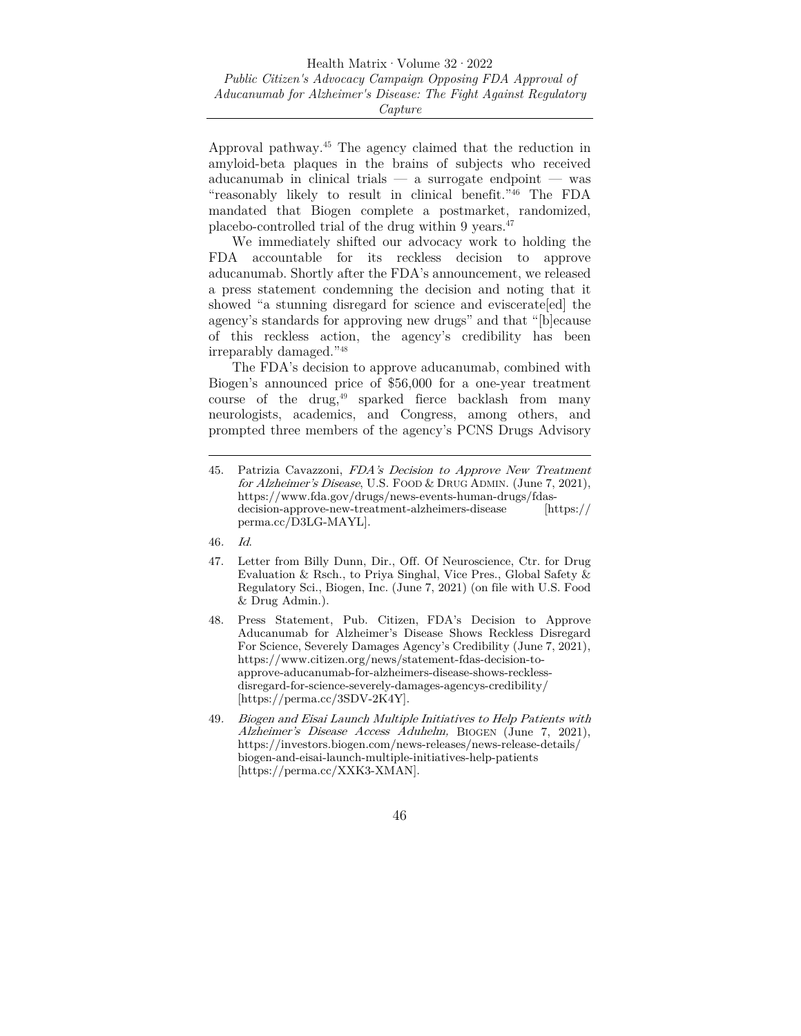Approval pathway.[45] The agency claimed that the reduction in amyloid-beta plaques in the brains of subjects who received aducanumab in clinical trials — a surrogate endpoint — was "reasonably likely to result in clinical benefit."[46] The FDA mandated that Biogen complete a postmarket, randomized, placebo-controlled trial of the drug within 9 years.[47]

We immediately shifted our advocacy work to holding the FDA accountable for its reckless decision to approve aducanumab. Shortly after the FDA's announcement, we released a press statement condemning the decision and noting that it showed "a stunning disregard for science and eviscerate[ed] the agency's standards for approving new drugs" and that "[b]ecause of this reckless action, the agency's credibility has been irreparably damaged."[48]

The FDA's decision to approve aducanumab, combined with Biogen's announced price of $56,000 for a one-year treatment course of the drug,[49] sparked fierce backlash from many neurologists, academics, and Congress, among others, and prompted three members of the agency's PCNS Drugs Advisory

---

45. Patrizia Cavazzoni, *FDA's Decision to Approve New Treatment for Alzheimer's Disease*, U.S. FOOD & DRUG ADMIN. (June 7, 2021), https://www.fda.gov/drugs/news-events-human-drugs/fdas-decision-approve-new-treatment-alzheimers-disease [https://perma.cc/D3LG-MAYL].

46. *Id*.

47. Letter from Billy Dunn, Dir., Off. Of Neuroscience, Ctr. for Drug Evaluation & Rsch., to Priya Singhal, Vice Pres., Global Safety & Regulatory Sci., Biogen, Inc. (June 7, 2021) (on file with U.S. Food & Drug Admin.).

48. Press Statement, Pub. Citizen, FDA's Decision to Approve Aducanumab for Alzheimer's Disease Shows Reckless Disregard For Science, Severely Damages Agency's Credibility (June 7, 2021), https://www.citizen.org/news/statement-fdas-decision-to-approve-aducanumab-for-alzheimers-disease-shows-reckless-disregard-for-science-severely-damages-agencys-credibility/ [https://perma.cc/3SDV-2K4Y].

49. *Biogen and Eisai Launch Multiple Initiatives to Help Patients with Alzheimer's Disease Access Aduhelm,* BIOGEN (June 7, 2021), https://investors.biogen.com/news-releases/news-release-details/biogen-and-eisai-launch-multiple-initiatives-help-patients [https://perma.cc/XXK3-XMAN].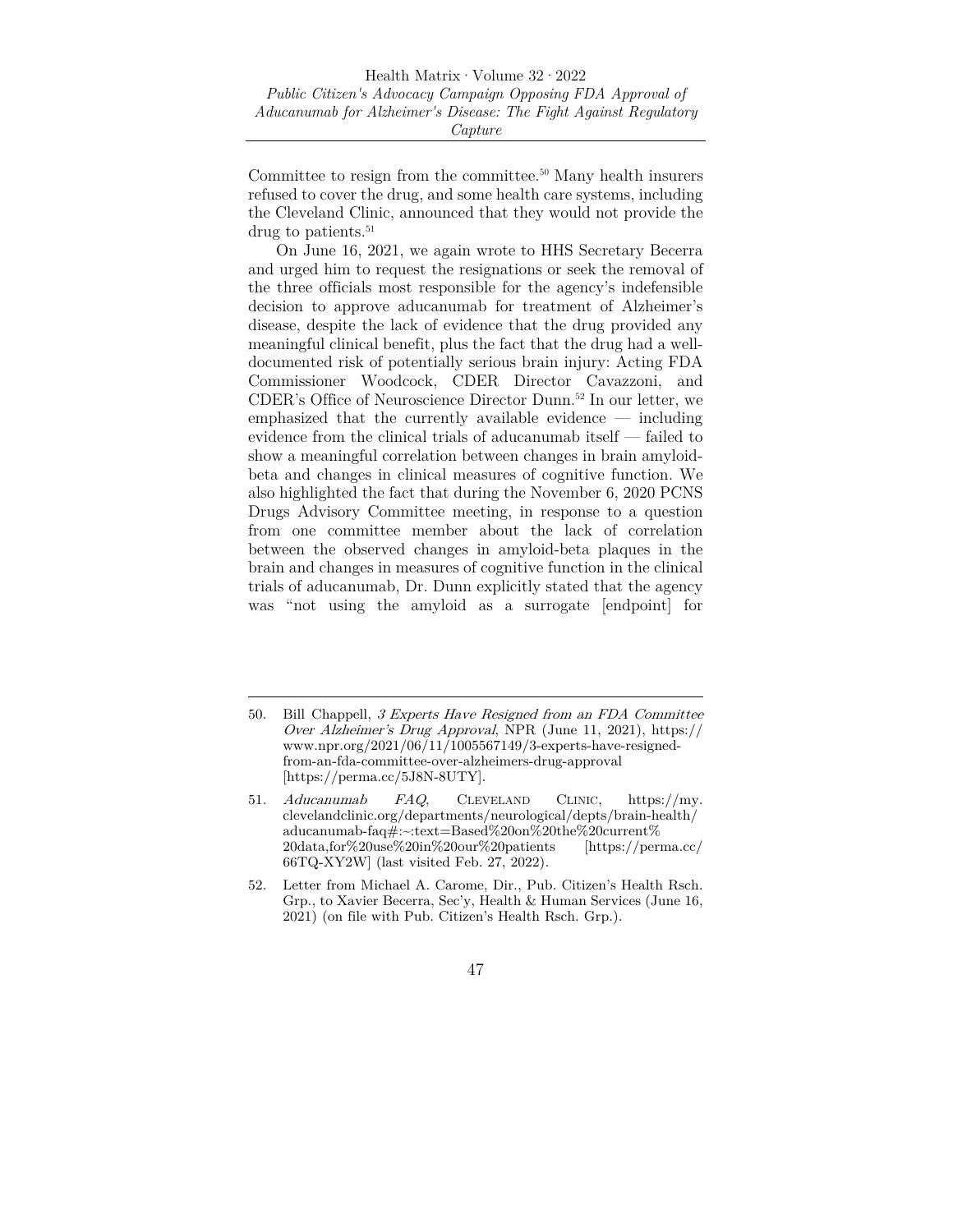Committee to resign from the committee.[50] Many health insurers refused to cover the drug, and some health care systems, including the Cleveland Clinic, announced that they would not provide the drug to patients.[51]

On June 16, 2021, we again wrote to HHS Secretary Becerra and urged him to request the resignations or seek the removal of the three officials most responsible for the agency's indefensible decision to approve aducanumab for treatment of Alzheimer's disease, despite the lack of evidence that the drug provided any meaningful clinical benefit, plus the fact that the drug had a well-documented risk of potentially serious brain injury: Acting FDA Commissioner Woodcock, CDER Director Cavazzoni, and CDER's Office of Neuroscience Director Dunn.[52] In our letter, we emphasized that the currently available evidence — including evidence from the clinical trials of aducanumab itself — failed to show a meaningful correlation between changes in brain amyloid-beta and changes in clinical measures of cognitive function. We also highlighted the fact that during the November 6, 2020 PCNS Drugs Advisory Committee meeting, in response to a question from one committee member about the lack of correlation between the observed changes in amyloid-beta plaques in the brain and changes in measures of cognitive function in the clinical trials of aducanumab, Dr. Dunn explicitly stated that the agency was "not using the amyloid as a surrogate [endpoint] for

---

50. Bill Chappell, *3 Experts Have Resigned from an FDA Committee Over Alzheimer's Drug Approval*, NPR (June 11, 2021), https://www.npr.org/2021/06/11/1005567149/3-experts-have-resigned-from-an-fda-committee-over-alzheimers-drug-approval [https://perma.cc/5J8N-8UTY].

51. *Aducanumab FAQ*, CLEVELAND CLINIC, https://my.clevelandclinic.org/departments/neurological/depts/brain-health/aducanumab-faq#:~:text=Based%20on%20the%20current%20data,for%20use%20in%20our%20patients [https://perma.cc/66TQ-XY2W] (last visited Feb. 27, 2022).

52. Letter from Michael A. Carome, Dir., Pub. Citizen's Health Rsch. Grp., to Xavier Becerra, Sec'y, Health & Human Services (June 16, 2021) (on file with Pub. Citizen's Health Rsch. Grp.).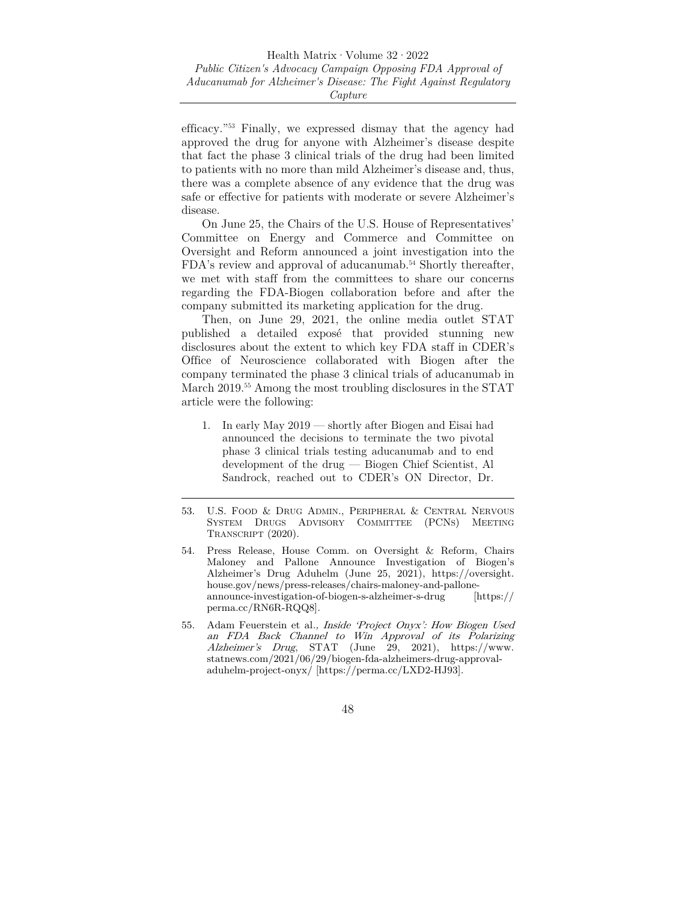efficacy."[53] Finally, we expressed dismay that the agency had approved the drug for anyone with Alzheimer's disease despite that fact the phase 3 clinical trials of the drug had been limited to patients with no more than mild Alzheimer's disease and, thus, there was a complete absence of any evidence that the drug was safe or effective for patients with moderate or severe Alzheimer's disease.

On June 25, the Chairs of the U.S. House of Representatives' Committee on Energy and Commerce and Committee on Oversight and Reform announced a joint investigation into the FDA's review and approval of aducanumab.[54] Shortly thereafter, we met with staff from the committees to share our concerns regarding the FDA-Biogen collaboration before and after the company submitted its marketing application for the drug.

Then, on June 29, 2021, the online media outlet STAT published a detailed exposé that provided stunning new disclosures about the extent to which key FDA staff in CDER's Office of Neuroscience collaborated with Biogen after the company terminated the phase 3 clinical trials of aducanumab in March 2019.[55] Among the most troubling disclosures in the STAT article were the following:

1. In early May 2019 — shortly after Biogen and Eisai had announced the decisions to terminate the two pivotal phase 3 clinical trials testing aducanumab and to end development of the drug — Biogen Chief Scientist, Al Sandrock, reached out to CDER's ON Director, Dr.

---

53. U.S. Food & Drug Admin., Peripheral & Central Nervous System Drugs Advisory Committee (PCNs) Meeting Transcript (2020).

54. Press Release, House Comm. on Oversight & Reform, Chairs Maloney and Pallone Announce Investigation of Biogen's Alzheimer's Drug Aduhelm (June 25, 2021), https://oversight.house.gov/news/press-releases/chairs-maloney-and-pallone-announce-investigation-of-biogen-s-alzheimer-s-drug [https://perma.cc/RN6R-RQQ8].

55. Adam Feuerstein et al., *Inside 'Project Onyx': How Biogen Used an FDA Back Channel to Win Approval of its Polarizing Alzheimer's Drug*, STAT (June 29, 2021), https://www.statnews.com/2021/06/29/biogen-fda-alzheimers-drug-approval-aduhelm-project-onyx/ [https://perma.cc/LXD2-HJ93].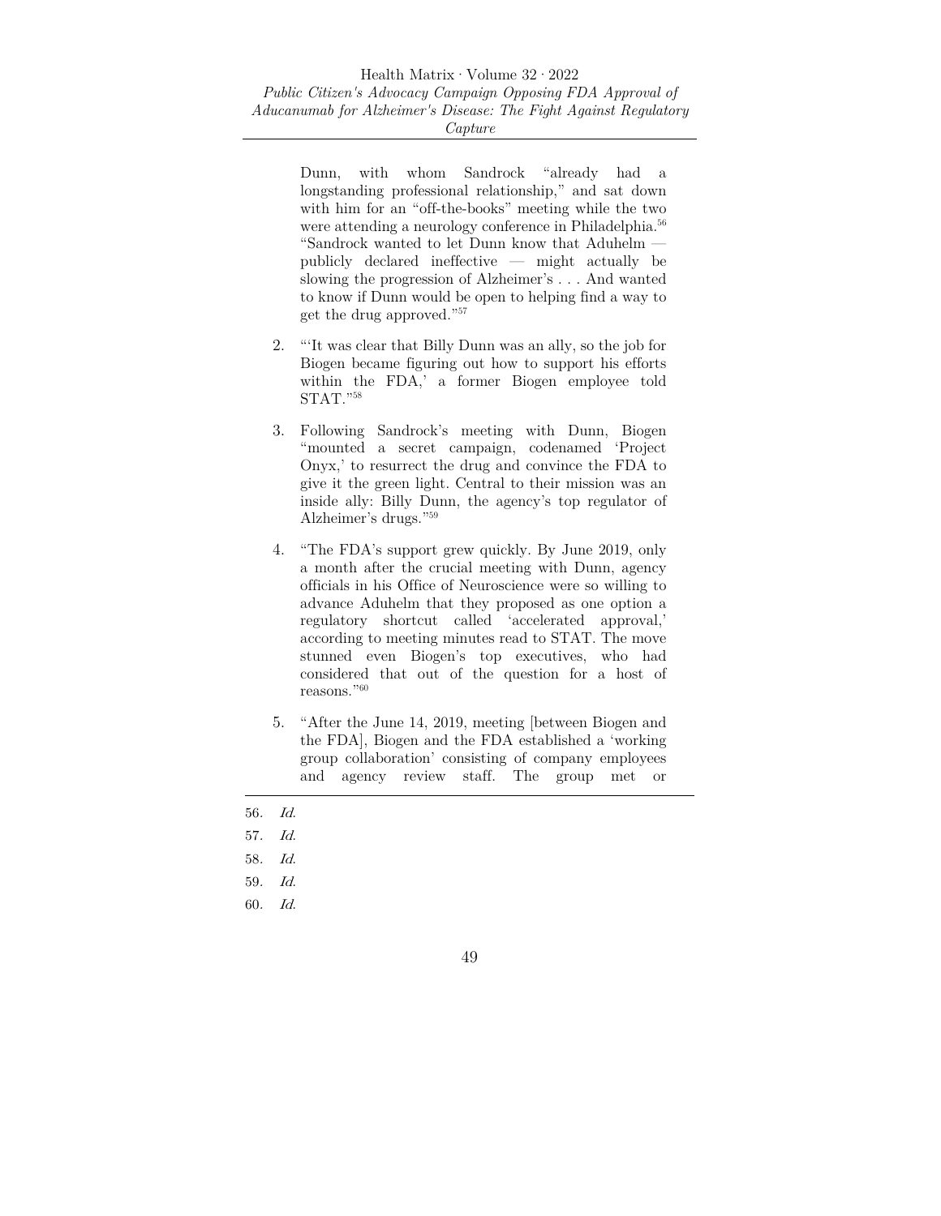Dunn, with whom Sandrock "already had a longstanding professional relationship," and sat down with him for an "off-the-books" meeting while the two were attending a neurology conference in Philadelphia.[56] "Sandrock wanted to let Dunn know that Aduhelm — publicly declared ineffective — might actually be slowing the progression of Alzheimer's . . . And wanted to know if Dunn would be open to helping find a way to get the drug approved."[57]

2. "'It was clear that Billy Dunn was an ally, so the job for Biogen became figuring out how to support his efforts within the FDA,' a former Biogen employee told STAT."[58]

3. Following Sandrock's meeting with Dunn, Biogen "mounted a secret campaign, codenamed 'Project Onyx,' to resurrect the drug and convince the FDA to give it the green light. Central to their mission was an inside ally: Billy Dunn, the agency's top regulator of Alzheimer's drugs."[59]

4. "The FDA's support grew quickly. By June 2019, only a month after the crucial meeting with Dunn, agency officials in his Office of Neuroscience were so willing to advance Aduhelm that they proposed as one option a regulatory shortcut called 'accelerated approval,' according to meeting minutes read to STAT. The move stunned even Biogen's top executives, who had considered that out of the question for a host of reasons."[60]

5. "After the June 14, 2019, meeting [between Biogen and the FDA], Biogen and the FDA established a 'working group collaboration' consisting of company employees and agency review staff. The group met or

56. *Id.*
57. *Id.*
58. *Id.*
59. *Id.*
60. *Id.*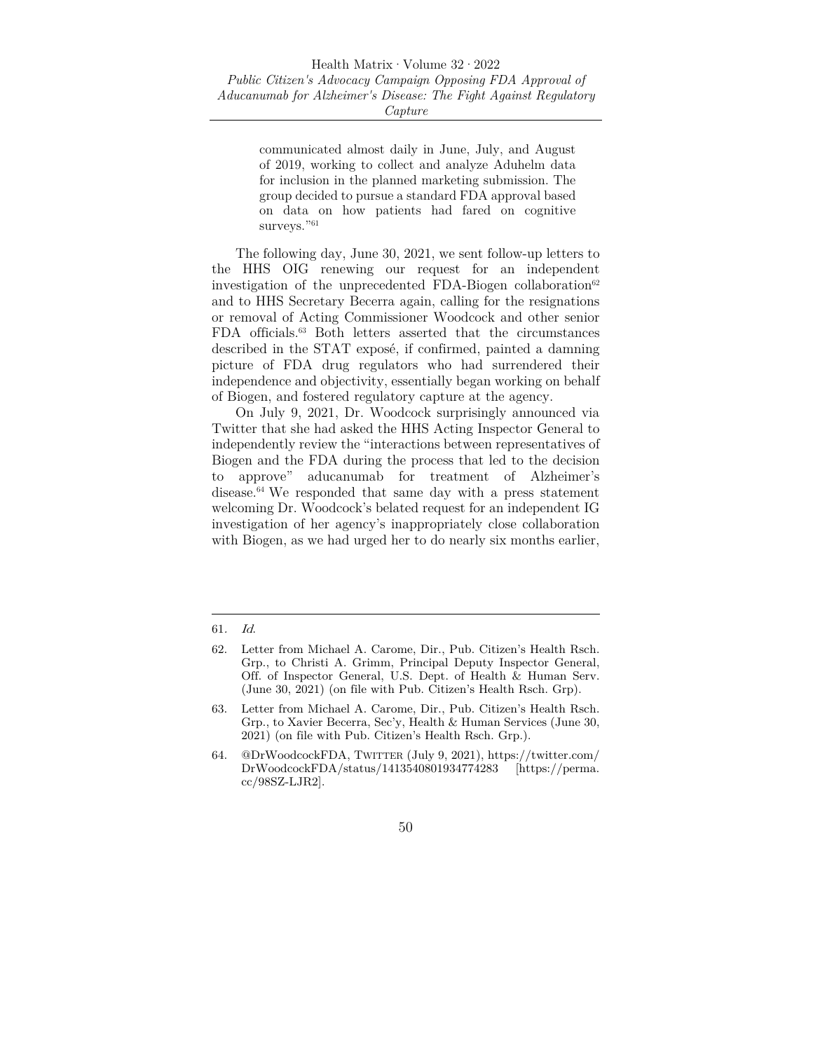> communicated almost daily in June, July, and August of 2019, working to collect and analyze Aduhelm data for inclusion in the planned marketing submission. The group decided to pursue a standard FDA approval based on data on how patients had fared on cognitive surveys."[61]

The following day, June 30, 2021, we sent follow-up letters to the HHS OIG renewing our request for an independent investigation of the unprecedented FDA-Biogen collaboration[62] and to HHS Secretary Becerra again, calling for the resignations or removal of Acting Commissioner Woodcock and other senior FDA officials.[63] Both letters asserted that the circumstances described in the STAT exposé, if confirmed, painted a damning picture of FDA drug regulators who had surrendered their independence and objectivity, essentially began working on behalf of Biogen, and fostered regulatory capture at the agency.

On July 9, 2021, Dr. Woodcock surprisingly announced via Twitter that she had asked the HHS Acting Inspector General to independently review the "interactions between representatives of Biogen and the FDA during the process that led to the decision to approve" aducanumab for treatment of Alzheimer's disease.[64] We responded that same day with a press statement welcoming Dr. Woodcock's belated request for an independent IG investigation of her agency's inappropriately close collaboration with Biogen, as we had urged her to do nearly six months earlier,

---

61. *Id.*

62. Letter from Michael A. Carome, Dir., Pub. Citizen's Health Rsch. Grp., to Christi A. Grimm, Principal Deputy Inspector General, Off. of Inspector General, U.S. Dept. of Health & Human Serv. (June 30, 2021) (on file with Pub. Citizen's Health Rsch. Grp).

63. Letter from Michael A. Carome, Dir., Pub. Citizen's Health Rsch. Grp., to Xavier Becerra, Sec'y, Health & Human Services (June 30, 2021) (on file with Pub. Citizen's Health Rsch. Grp.).

64. @DrWoodcockFDA, TWITTER (July 9, 2021), https://twitter.com/DrWoodcockFDA/status/1413540801934774283 [https://perma.cc/98SZ-LJR2].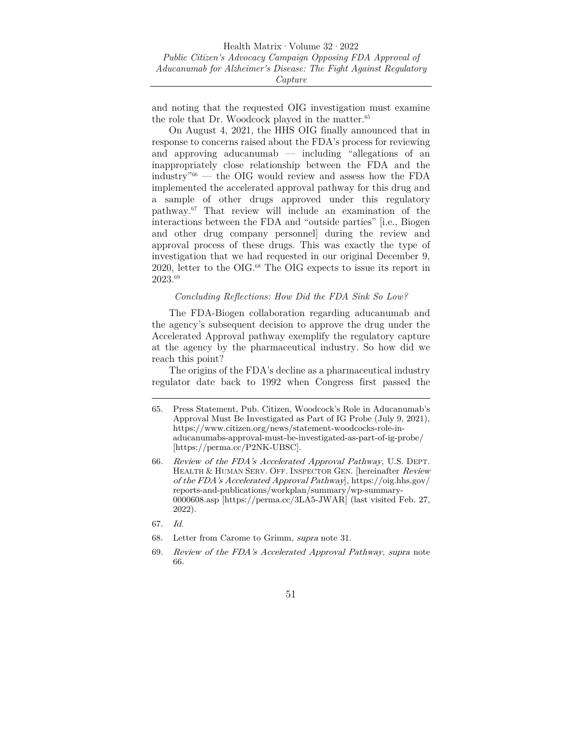and noting that the requested OIG investigation must examine the role that Dr. Woodcock played in the matter.[65]

On August 4, 2021, the HHS OIG finally announced that in response to concerns raised about the FDA's process for reviewing and approving aducanumab — including "allegations of an inappropriately close relationship between the FDA and the industry"[66] — the OIG would review and assess how the FDA implemented the accelerated approval pathway for this drug and a sample of other drugs approved under this regulatory pathway.[67] That review will include an examination of the interactions between the FDA and "outside parties" [i.e., Biogen and other drug company personnel] during the review and approval process of these drugs. This was exactly the type of investigation that we had requested in our original December 9, 2020, letter to the OIG.[68] The OIG expects to issue its report in 2023.[69]

### *Concluding Reflections: How Did the FDA Sink So Low?*

The FDA-Biogen collaboration regarding aducanumab and the agency's subsequent decision to approve the drug under the Accelerated Approval pathway exemplify the regulatory capture at the agency by the pharmaceutical industry. So how did we reach this point?

The origins of the FDA's decline as a pharmaceutical industry regulator date back to 1992 when Congress first passed the

---

65. Press Statement, Pub. Citizen, Woodcock's Role in Aducanumab's Approval Must Be Investigated as Part of IG Probe (July 9, 2021), https://www.citizen.org/news/statement-woodcocks-role-in-aducanumabs-approval-must-be-investigated-as-part-of-ig-probe/ [https://perma.cc/P2NK-UBSC].

66. *Review of the FDA's Accelerated Approval Pathway*, U.S. Dept. Health & Human Serv. Off. Inspector Gen. [hereinafter *Review of the FDA's Accelerated Approval Pathway*], https://oig.hhs.gov/reports-and-publications/workplan/summary/wp-summary-0000608.asp [https://perma.cc/3LA5-JWAR] (last visited Feb. 27, 2022).

67. *Id.*

68. Letter from Carome to Grimm, *supra* note 31.

69. *Review of the FDA's Accelerated Approval Pathway, supra* note 66.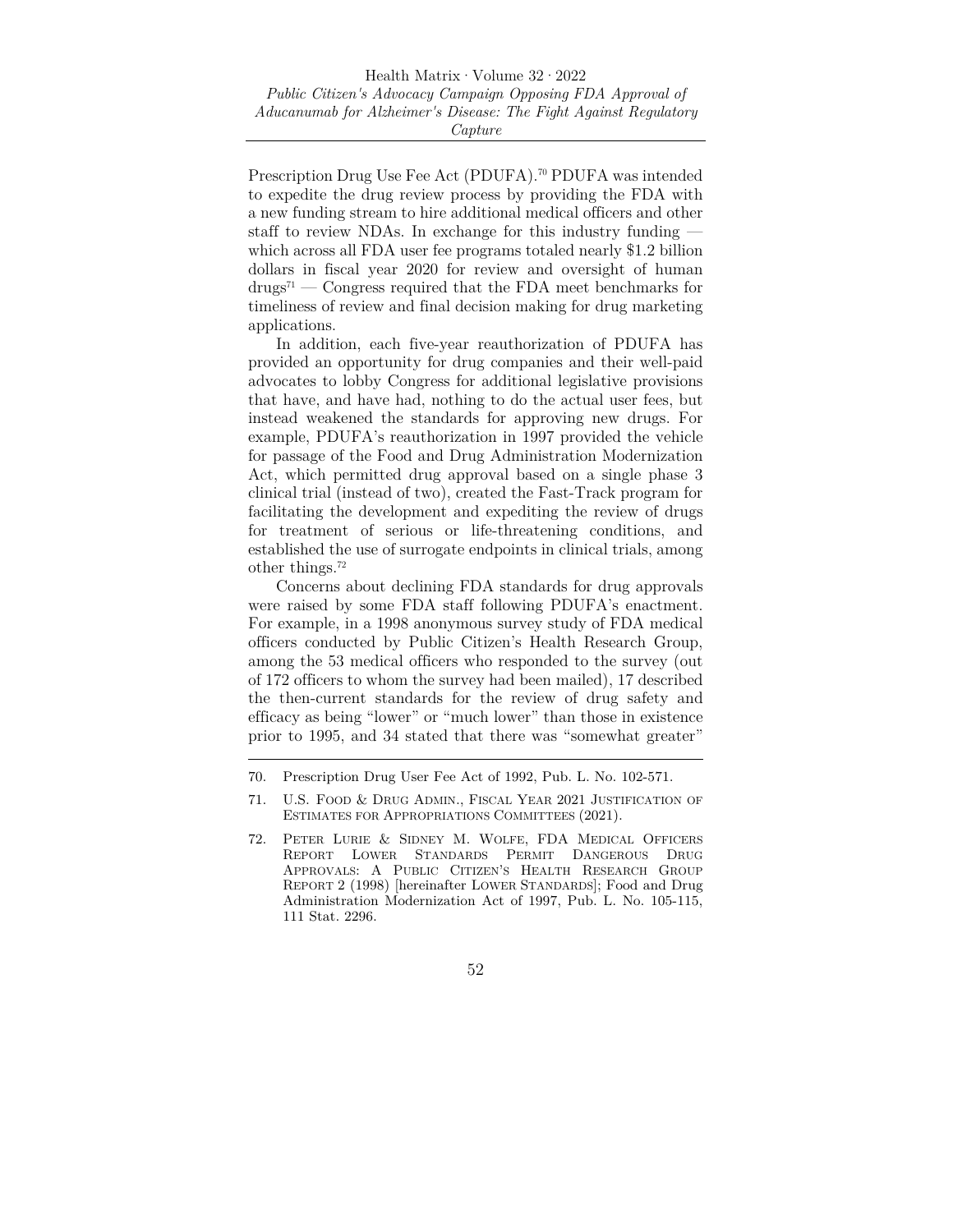Prescription Drug Use Fee Act (PDUFA).[70] PDUFA was intended to expedite the drug review process by providing the FDA with a new funding stream to hire additional medical officers and other staff to review NDAs. In exchange for this industry funding — which across all FDA user fee programs totaled nearly $1.2 billion dollars in fiscal year 2020 for review and oversight of human drugs[71] — Congress required that the FDA meet benchmarks for timeliness of review and final decision making for drug marketing applications.

In addition, each five-year reauthorization of PDUFA has provided an opportunity for drug companies and their well-paid advocates to lobby Congress for additional legislative provisions that have, and have had, nothing to do the actual user fees, but instead weakened the standards for approving new drugs. For example, PDUFA's reauthorization in 1997 provided the vehicle for passage of the Food and Drug Administration Modernization Act, which permitted drug approval based on a single phase 3 clinical trial (instead of two), created the Fast-Track program for facilitating the development and expediting the review of drugs for treatment of serious or life-threatening conditions, and established the use of surrogate endpoints in clinical trials, among other things.[72]

Concerns about declining FDA standards for drug approvals were raised by some FDA staff following PDUFA's enactment. For example, in a 1998 anonymous survey study of FDA medical officers conducted by Public Citizen's Health Research Group, among the 53 medical officers who responded to the survey (out of 172 officers to whom the survey had been mailed), 17 described the then-current standards for the review of drug safety and efficacy as being "lower" or "much lower" than those in existence prior to 1995, and 34 stated that there was "somewhat greater"

---

70. Prescription Drug User Fee Act of 1992, Pub. L. No. 102-571.

71. U.S. Food & Drug Admin., Fiscal Year 2021 Justification of Estimates for Appropriations Committees (2021).

72. Peter Lurie & Sidney M. Wolfe, FDA Medical Officers Report Lower Standards Permit Dangerous Drug Approvals: A Public Citizen's Health Research Group Report 2 (1998) [hereinafter Lower Standards]; Food and Drug Administration Modernization Act of 1997, Pub. L. No. 105-115, 111 Stat. 2296.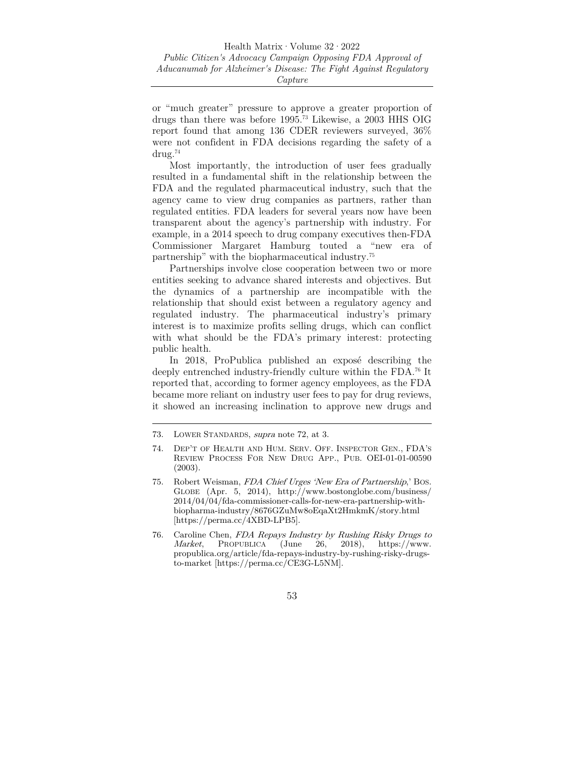or "much greater" pressure to approve a greater proportion of drugs than there was before 1995.[73] Likewise, a 2003 HHS OIG report found that among 136 CDER reviewers surveyed, 36% were not confident in FDA decisions regarding the safety of a drug.[74]

Most importantly, the introduction of user fees gradually resulted in a fundamental shift in the relationship between the FDA and the regulated pharmaceutical industry, such that the agency came to view drug companies as partners, rather than regulated entities. FDA leaders for several years now have been transparent about the agency's partnership with industry. For example, in a 2014 speech to drug company executives then-FDA Commissioner Margaret Hamburg touted a "new era of partnership" with the biopharmaceutical industry.[75]

Partnerships involve close cooperation between two or more entities seeking to advance shared interests and objectives. But the dynamics of a partnership are incompatible with the relationship that should exist between a regulatory agency and regulated industry. The pharmaceutical industry's primary interest is to maximize profits selling drugs, which can conflict with what should be the FDA's primary interest: protecting public health.

In 2018, ProPublica published an exposé describing the deeply entrenched industry-friendly culture within the FDA.[76] It reported that, according to former agency employees, as the FDA became more reliant on industry user fees to pay for drug reviews, it showed an increasing inclination to approve new drugs and

---

73. Lower Standards, *supra* note 72, at 3.

74. Dep't of Health and Hum. Serv. Off. Inspector Gen., FDA's Review Process For New Drug App., Pub. OEI-01-01-00590 (2003).

75. Robert Weisman, *FDA Chief Urges 'New Era of Partnership*,' Bos. Globe (Apr. 5, 2014), http://www.bostonglobe.com/business/2014/04/04/fda-commissioner-calls-for-new-era-partnership-with-biopharma-industry/8676GZuMw8oEqaXt2HmkmK/story.html [https://perma.cc/4XBD-LPB5].

76. Caroline Chen, *FDA Repays Industry by Rushing Risky Drugs to Market*, Propublica (June 26, 2018), https://www.propublica.org/article/fda-repays-industry-by-rushing-risky-drugs-to-market [https://perma.cc/CE3G-L5NM].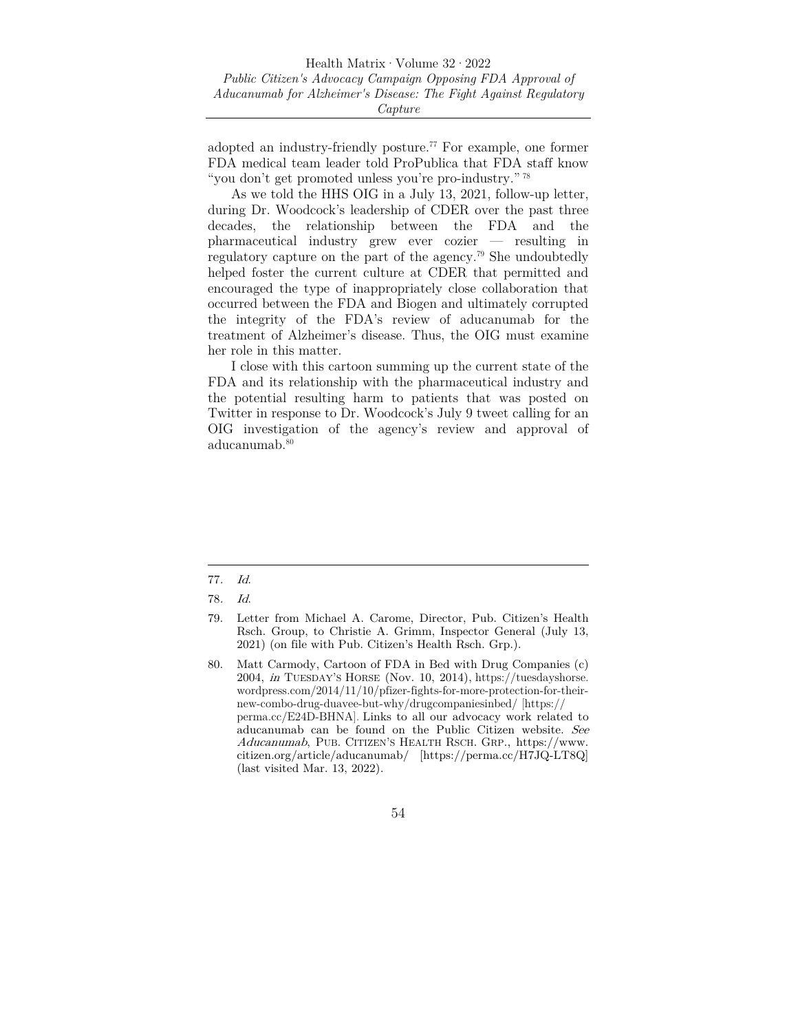adopted an industry-friendly posture.[77] For example, one former FDA medical team leader told ProPublica that FDA staff know "you don't get promoted unless you're pro-industry."[78]

As we told the HHS OIG in a July 13, 2021, follow-up letter, during Dr. Woodcock's leadership of CDER over the past three decades, the relationship between the FDA and the pharmaceutical industry grew ever cozier — resulting in regulatory capture on the part of the agency.[79] She undoubtedly helped foster the current culture at CDER that permitted and encouraged the type of inappropriately close collaboration that occurred between the FDA and Biogen and ultimately corrupted the integrity of the FDA's review of aducanumab for the treatment of Alzheimer's disease. Thus, the OIG must examine her role in this matter.

I close with this cartoon summing up the current state of the FDA and its relationship with the pharmaceutical industry and the potential resulting harm to patients that was posted on Twitter in response to Dr. Woodcock's July 9 tweet calling for an OIG investigation of the agency's review and approval of aducanumab.[80]

---

77. *Id.*

78. *Id.*

79. Letter from Michael A. Carome, Director, Pub. Citizen's Health Rsch. Group, to Christie A. Grimm, Inspector General (July 13, 2021) (on file with Pub. Citizen's Health Rsch. Grp.).

80. Matt Carmody, Cartoon of FDA in Bed with Drug Companies (c) 2004, *in* TUESDAY'S HORSE (Nov. 10, 2014), https://tuesdayshorse.wordpress.com/2014/11/10/pfizer-fights-for-more-protection-for-their-new-combo-drug-duavee-but-why/drugcompaniesinbed/ [https://perma.cc/E24D-BHNA]. Links to all our advocacy work related to aducanumab can be found on the Public Citizen website. *See* *Aducanumab*, PUB. CITIZEN'S HEALTH RSCH. GRP., https://www.citizen.org/article/aducanumab/ [https://perma.cc/H7JQ-LT8Q] (last visited Mar. 13, 2022).